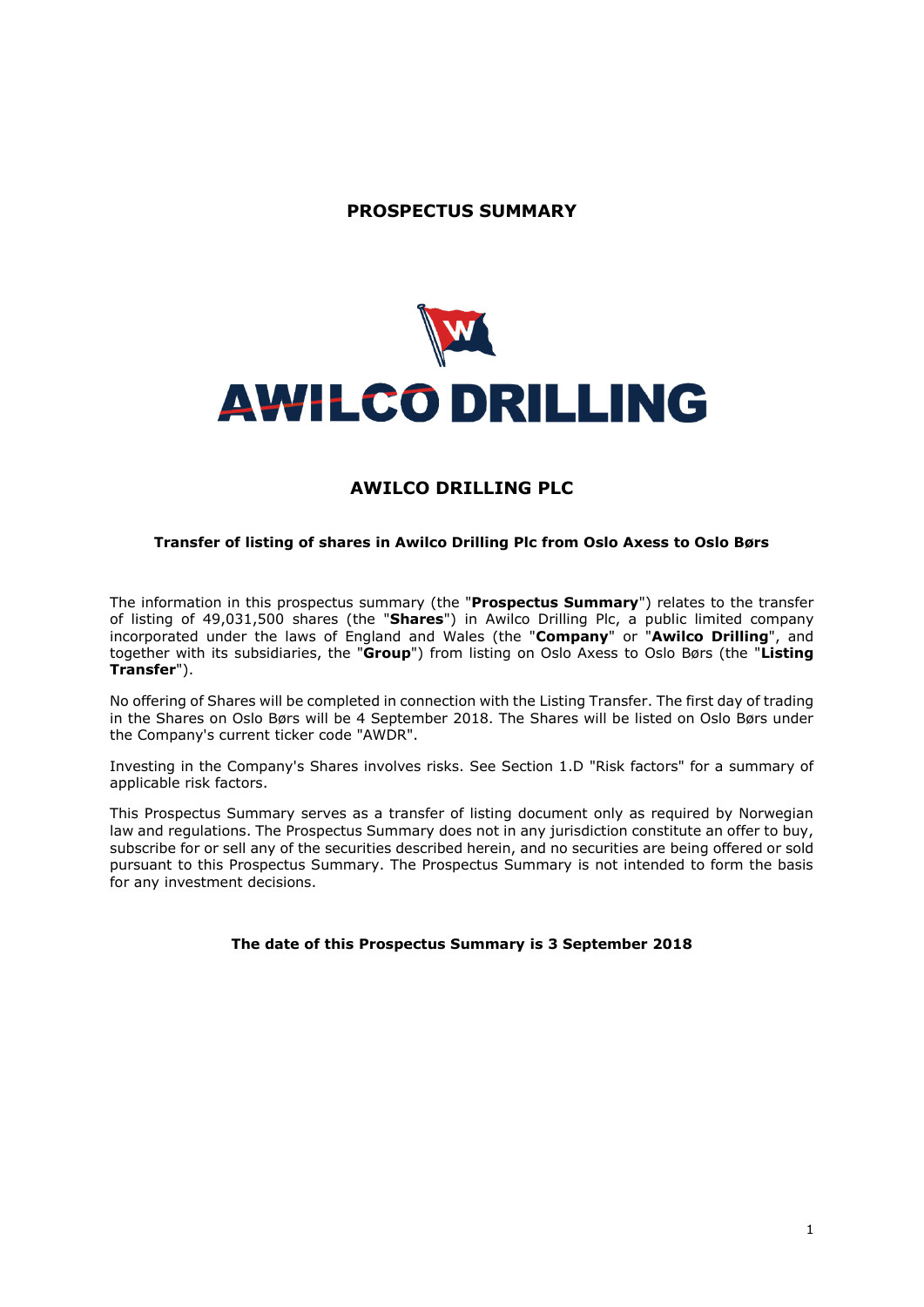# PROSPECTUS SUMMARY

AWILCO DRILLING

## AWILCO DRILLING PLC

### Transfer of listing of shares in Awilco Drilling Plc from Oslo Axess to Oslo Børs

The information in this prospectus summary (the "**Prospectus Summary**") relates to the transfer of listing of 49,031,500 shares (the "**Shares**") in Awilco Drilling Plc, a public limited company incorporated under the laws of England and Wales (the "**Company**" or "**Awilco Drilling**", and together with its subsidiaries, the "**Group**") from listing on Oslo Axess to Oslo Børs (the "**Listing Transfer**").

No offering of Shares will be completed in connection with the Listing Transfer. The first day of trading in the Shares on Oslo Børs will be 4 September 2018. The Shares will be listed on Oslo Børs under the Company's current ticker code "AWDR".

Investing in the Company's Shares involves risks. See Section 1.D "Risk factors" for a summary of applicable risk factors.

This Prospectus Summary serves as a transfer of listing document only as required by Norwegian law and regulations. The Prospectus Summary does not in any jurisdiction constitute an offer to buy, subscribe for or sell any of the securities described herein, and no securities are being offered or sold pursuant to this Prospectus Summary. The Prospectus Summary is not intended to form the basis for any investment decisions.

**The date of this Prospectus Summary is 3 September 2018**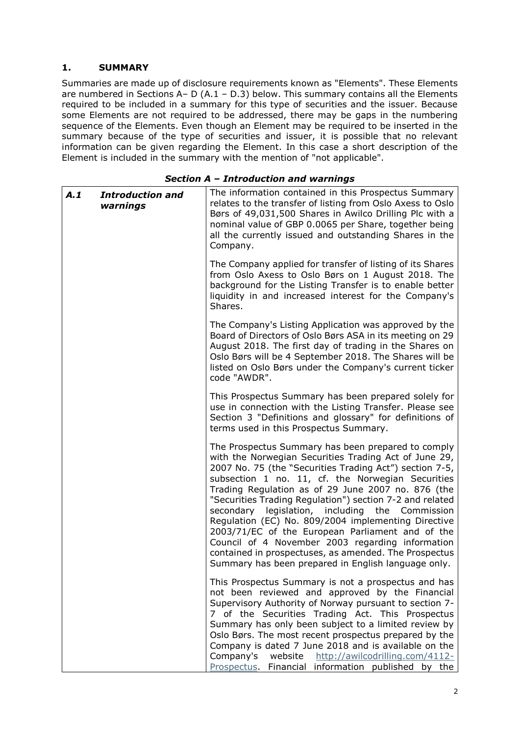## 1. SUMMARY

Summaries are made up of disclosure requirements known as "Elements". These Elements are numbered in Sections A– D (A.1 – D.3) below. This summary contains all the Elements required to be included in a summary for this type of securities and the issuer. Because some Elements are not required to be addressed, there may be gaps in the numbering sequence of the Elements. Even though an Element may be required to be inserted in the summary because of the type of securities and issuer, it is possible that no relevant information can be given regarding the Element. In this case a short description of the Element is included in the summary with the mention of "not applicable".

### *Section A – Introduction and warnings*

| | | |
|---|---|---|
| ***A.1*** | ***Introduction and warnings*** | The information contained in this Prospectus Summary relates to the transfer of listing from Oslo Axess to Oslo Børs of 49,031,500 Shares in Awilco Drilling Plc with a nominal value of GBP 0.0065 per Share, together being all the currently issued and outstanding Shares in the Company.<br><br>The Company applied for transfer of listing of its Shares from Oslo Axess to Oslo Børs on 1 August 2018. The background for the Listing Transfer is to enable better liquidity in and increased interest for the Company's Shares.<br><br>The Company's Listing Application was approved by the Board of Directors of Oslo Børs ASA in its meeting on 29 August 2018. The first day of trading in the Shares on Oslo Børs will be 4 September 2018. The Shares will be listed on Oslo Børs under the Company's current ticker code "AWDR".<br><br>This Prospectus Summary has been prepared solely for use in connection with the Listing Transfer. Please see Section 3 "Definitions and glossary" for definitions of terms used in this Prospectus Summary.<br><br>The Prospectus Summary has been prepared to comply with the Norwegian Securities Trading Act of June 29, 2007 No. 75 (the "Securities Trading Act") section 7-5, subsection 1 no. 11, cf. the Norwegian Securities Trading Regulation as of 29 June 2007 no. 876 (the "Securities Trading Regulation") section 7-2 and related secondary legislation, including the Commission Regulation (EC) No. 809/2004 implementing Directive 2003/71/EC of the European Parliament and of the Council of 4 November 2003 regarding information contained in prospectuses, as amended. The Prospectus Summary has been prepared in English language only.<br><br>This Prospectus Summary is not a prospectus and has not been reviewed and approved by the Financial Supervisory Authority of Norway pursuant to section 7-7 of the Securities Trading Act. This Prospectus Summary has only been subject to a limited review by Oslo Børs. The most recent prospectus prepared by the Company is dated 7 June 2018 and is available on the Company's website http://awilcodrilling.com/4112-Prospectus. Financial information published by the |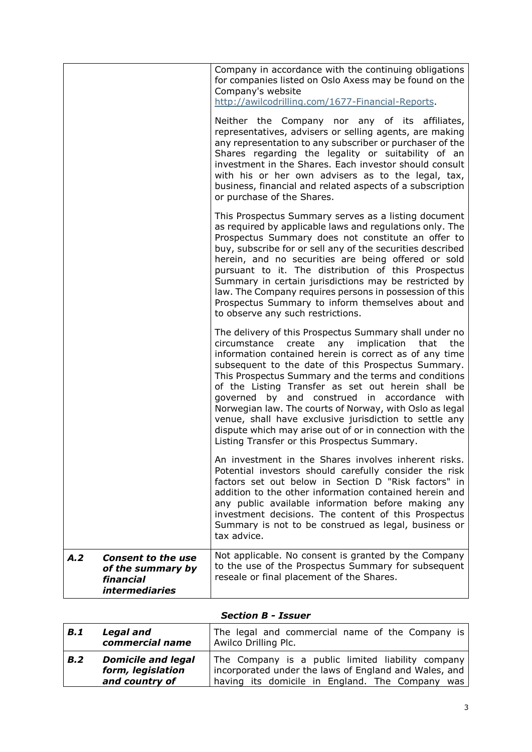| | | |
|---|---|---|
| | | Company in accordance with the continuing obligations for companies listed on Oslo Axess may be found on the Company's website http://awilcodrilling.com/1677-Financial-Reports.<br><br>Neither the Company nor any of its affiliates, representatives, advisers or selling agents, are making any representation to any subscriber or purchaser of the Shares regarding the legality or suitability of an investment in the Shares. Each investor should consult with his or her own advisers as to the legal, tax, business, financial and related aspects of a subscription or purchase of the Shares.<br><br>This Prospectus Summary serves as a listing document as required by applicable laws and regulations only. The Prospectus Summary does not constitute an offer to buy, subscribe for or sell any of the securities described herein, and no securities are being offered or sold pursuant to it. The distribution of this Prospectus Summary in certain jurisdictions may be restricted by law. The Company requires persons in possession of this Prospectus Summary to inform themselves about and to observe any such restrictions.<br><br>The delivery of this Prospectus Summary shall under no circumstance create any implication that the information contained herein is correct as of any time subsequent to the date of this Prospectus Summary. This Prospectus Summary and the terms and conditions of the Listing Transfer as set out herein shall be governed by and construed in accordance with Norwegian law. The courts of Norway, with Oslo as legal venue, shall have exclusive jurisdiction to settle any dispute which may arise out of or in connection with the Listing Transfer or this Prospectus Summary.<br><br>An investment in the Shares involves inherent risks. Potential investors should carefully consider the risk factors set out below in Section D "Risk factors" in addition to the other information contained herein and any public available information before making any investment decisions. The content of this Prospectus Summary is not to be construed as legal, business or tax advice. |
| ***A.2*** | ***Consent to the use of the summary by financial intermediaries*** | Not applicable. No consent is granted by the Company to the use of the Prospectus Summary for subsequent reseale or final placement of the Shares. |

***Section B - Issuer***

| | | |
|---|---|---|
| ***B.1*** | ***Legal and commercial name*** | The legal and commercial name of the Company is Awilco Drilling Plc. |
| ***B.2*** | ***Domicile and legal form, legislation and country of*** | The Company is a public limited liability company incorporated under the laws of England and Wales, and having its domicile in England. The Company was |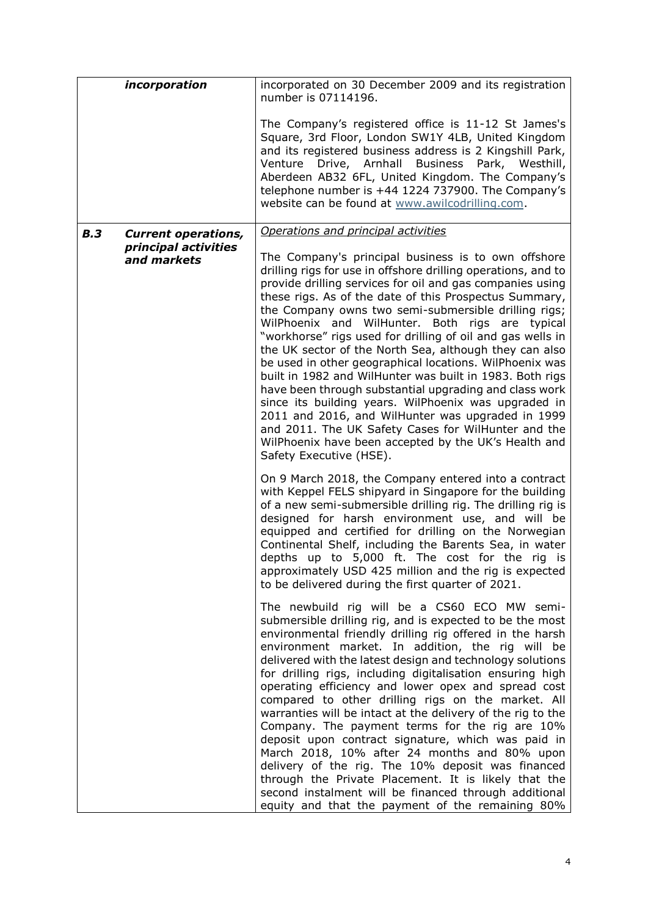| | | |
|---|---|---|
| | ***incorporation*** | incorporated on 30 December 2009 and its registration number is 07114196.<br><br>The Company's registered office is 11-12 St James's Square, 3rd Floor, London SW1Y 4LB, United Kingdom and its registered business address is 2 Kingshill Park, Venture Drive, Arnhall Business Park, Westhill, Aberdeen AB32 6FL, United Kingdom. The Company's telephone number is +44 1224 737900. The Company's website can be found at www.awilcodrilling.com. |
| ***B.3*** | ***Current operations, principal activities and markets*** | <u>Operations and principal activities</u><br><br>The Company's principal business is to own offshore drilling rigs for use in offshore drilling operations, and to provide drilling services for oil and gas companies using these rigs. As of the date of this Prospectus Summary, the Company owns two semi-submersible drilling rigs; WilPhoenix and WilHunter. Both rigs are typical "workhorse" rigs used for drilling of oil and gas wells in the UK sector of the North Sea, although they can also be used in other geographical locations. WilPhoenix was built in 1982 and WilHunter was built in 1983. Both rigs have been through substantial upgrading and class work since its building years. WilPhoenix was upgraded in 2011 and 2016, and WilHunter was upgraded in 1999 and 2011. The UK Safety Cases for WilHunter and the WilPhoenix have been accepted by the UK's Health and Safety Executive (HSE).<br><br>On 9 March 2018, the Company entered into a contract with Keppel FELS shipyard in Singapore for the building of a new semi-submersible drilling rig. The drilling rig is designed for harsh environment use, and will be equipped and certified for drilling on the Norwegian Continental Shelf, including the Barents Sea, in water depths up to 5,000 ft. The cost for the rig is approximately USD 425 million and the rig is expected to be delivered during the first quarter of 2021.<br><br>The newbuild rig will be a CS60 ECO MW semi-submersible drilling rig, and is expected to be the most environmental friendly drilling rig offered in the harsh environment market. In addition, the rig will be delivered with the latest design and technology solutions for drilling rigs, including digitalisation ensuring high operating efficiency and lower opex and spread cost compared to other drilling rigs on the market. All warranties will be intact at the delivery of the rig to the Company. The payment terms for the rig are 10% deposit upon contract signature, which was paid in March 2018, 10% after 24 months and 80% upon delivery of the rig. The 10% deposit was financed through the Private Placement. It is likely that the second instalment will be financed through additional equity and that the payment of the remaining 80% |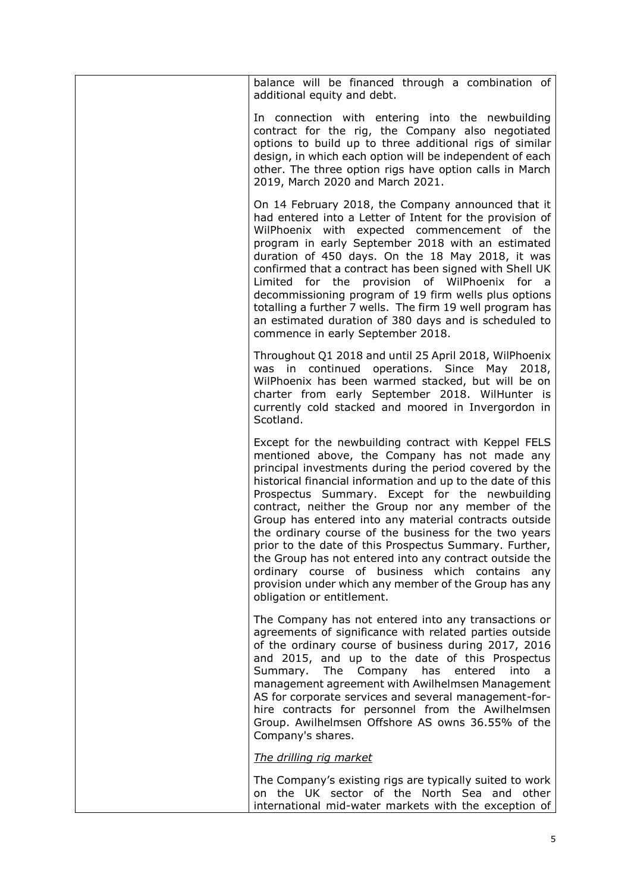| | balance will be financed through a combination of additional equity and debt.<br><br>In connection with entering into the newbuilding contract for the rig, the Company also negotiated options to build up to three additional rigs of similar design, in which each option will be independent of each other. The three option rigs have option calls in March 2019, March 2020 and March 2021.<br><br>On 14 February 2018, the Company announced that it had entered into a Letter of Intent for the provision of WilPhoenix with expected commencement of the program in early September 2018 with an estimated duration of 450 days. On the 18 May 2018, it was confirmed that a contract has been signed with Shell UK Limited for the provision of WilPhoenix for a decommissioning program of 19 firm wells plus options totalling a further 7 wells. The firm 19 well program has an estimated duration of 380 days and is scheduled to commence in early September 2018.<br><br>Throughout Q1 2018 and until 25 April 2018, WilPhoenix was in continued operations. Since May 2018, WilPhoenix has been warmed stacked, but will be on charter from early September 2018. WilHunter is currently cold stacked and moored in Invergordon in Scotland.<br><br>Except for the newbuilding contract with Keppel FELS mentioned above, the Company has not made any principal investments during the period covered by the historical financial information and up to the date of this Prospectus Summary. Except for the newbuilding contract, neither the Group nor any member of the Group has entered into any material contracts outside the ordinary course of the business for the two years prior to the date of this Prospectus Summary. Further, the Group has not entered into any contract outside the ordinary course of business which contains any provision under which any member of the Group has any obligation or entitlement.<br><br>The Company has not entered into any transactions or agreements of significance with related parties outside of the ordinary course of business during 2017, 2016 and 2015, and up to the date of this Prospectus Summary. The Company has entered into a management agreement with Awilhelmsen Management AS for corporate services and several management-for-hire contracts for personnel from the Awilhelmsen Group. Awilhelmsen Offshore AS owns 36.55% of the Company's shares.<br><br>*<u>The drilling rig market</u>*<br><br>The Company's existing rigs are typically suited to work on the UK sector of the North Sea and other international mid-water markets with the exception of |
|---|---|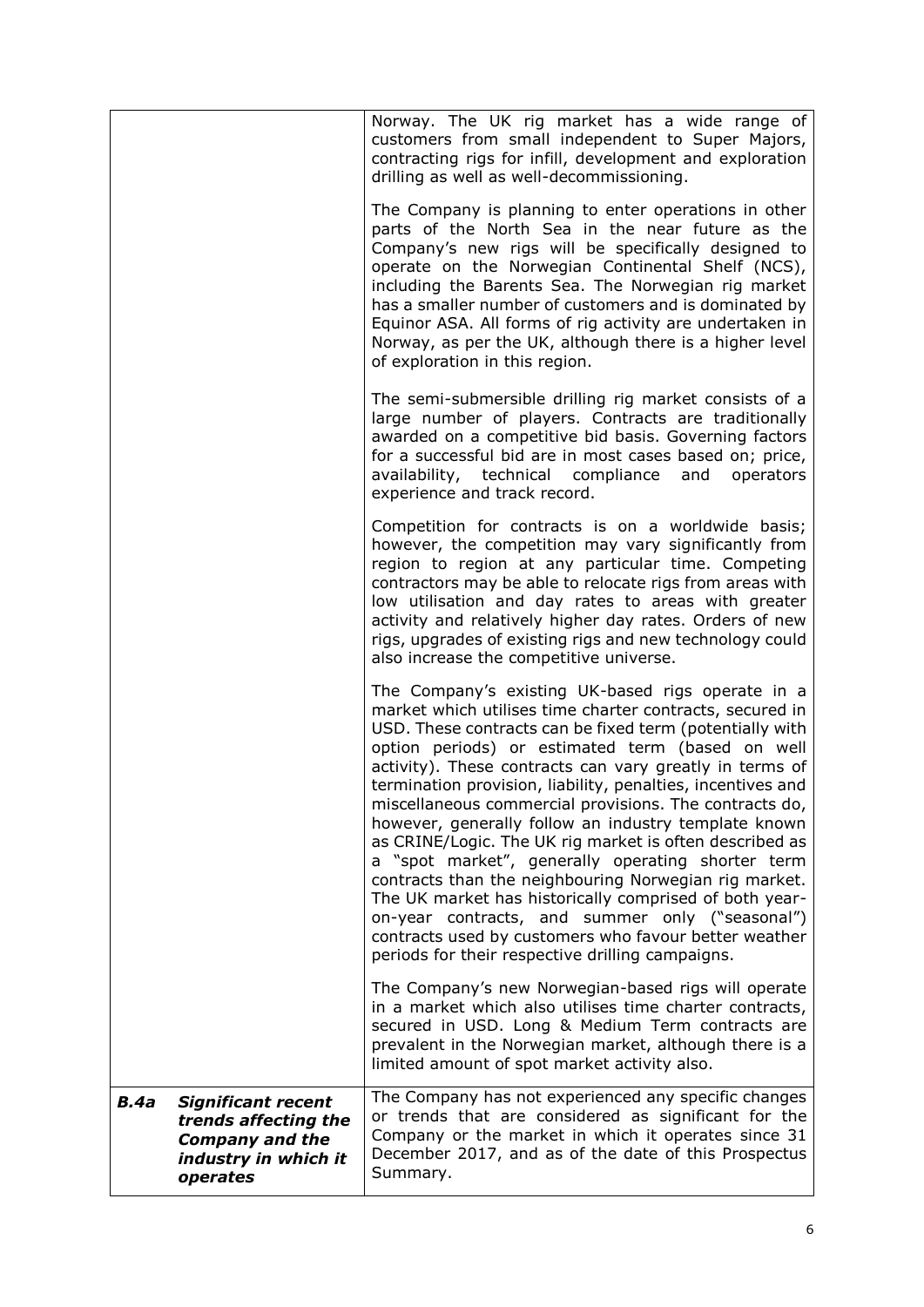| | | |
|---|---|---|
| | | Norway. The UK rig market has a wide range of customers from small independent to Super Majors, contracting rigs for infill, development and exploration drilling as well as well-decommissioning.<br><br>The Company is planning to enter operations in other parts of the North Sea in the near future as the Company's new rigs will be specifically designed to operate on the Norwegian Continental Shelf (NCS), including the Barents Sea. The Norwegian rig market has a smaller number of customers and is dominated by Equinor ASA. All forms of rig activity are undertaken in Norway, as per the UK, although there is a higher level of exploration in this region.<br><br>The semi-submersible drilling rig market consists of a large number of players. Contracts are traditionally awarded on a competitive bid basis. Governing factors for a successful bid are in most cases based on; price, availability, technical compliance and operators experience and track record.<br><br>Competition for contracts is on a worldwide basis; however, the competition may vary significantly from region to region at any particular time. Competing contractors may be able to relocate rigs from areas with low utilisation and day rates to areas with greater activity and relatively higher day rates. Orders of new rigs, upgrades of existing rigs and new technology could also increase the competitive universe.<br><br>The Company's existing UK-based rigs operate in a market which utilises time charter contracts, secured in USD. These contracts can be fixed term (potentially with option periods) or estimated term (based on well activity). These contracts can vary greatly in terms of termination provision, liability, penalties, incentives and miscellaneous commercial provisions. The contracts do, however, generally follow an industry template known as CRINE/Logic. The UK rig market is often described as a "spot market", generally operating shorter term contracts than the neighbouring Norwegian rig market. The UK market has historically comprised of both year-on-year contracts, and summer only ("seasonal") contracts used by customers who favour better weather periods for their respective drilling campaigns.<br><br>The Company's new Norwegian-based rigs will operate in a market which also utilises time charter contracts, secured in USD. Long & Medium Term contracts are prevalent in the Norwegian market, although there is a limited amount of spot market activity also. |
| ***B.4a*** | ***Significant recent trends affecting the Company and the industry in which it operates*** | The Company has not experienced any specific changes or trends that are considered as significant for the Company or the market in which it operates since 31 December 2017, and as of the date of this Prospectus Summary. |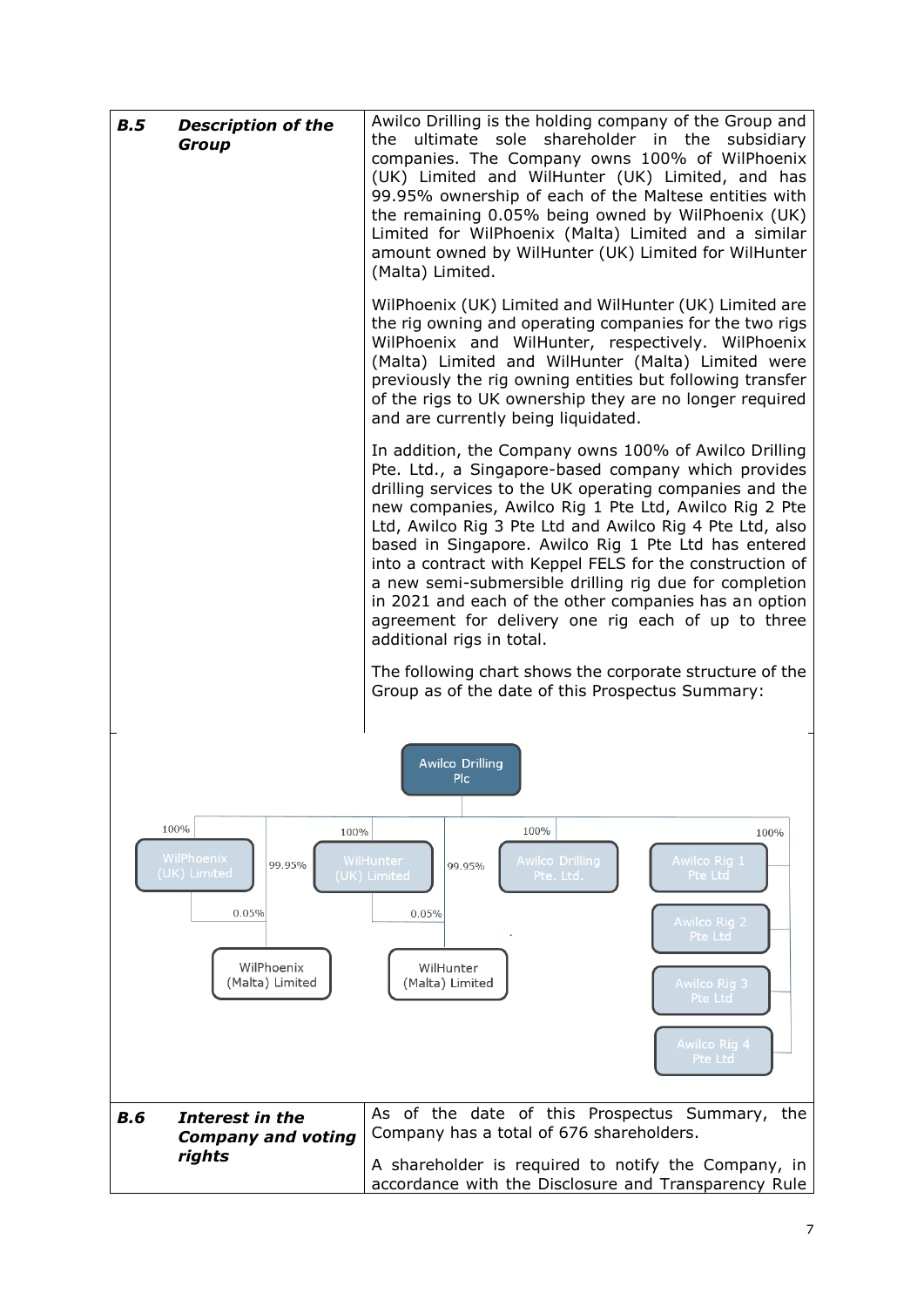| | | |
|---|---|---|
| **B.5** | ***Description of the Group*** | Awilco Drilling is the holding company of the Group and the ultimate sole shareholder in the subsidiary companies. The Company owns 100% of WilPhoenix (UK) Limited and WilHunter (UK) Limited, and has 99.95% ownership of each of the Maltese entities with the remaining 0.05% being owned by WilPhoenix (UK) Limited for WilPhoenix (Malta) Limited and a similar amount owned by WilHunter (UK) Limited for WilHunter (Malta) Limited.<br><br>WilPhoenix (UK) Limited and WilHunter (UK) Limited are the rig owning and operating companies for the two rigs WilPhoenix and WilHunter, respectively. WilPhoenix (Malta) Limited and WilHunter (Malta) Limited were previously the rig owning entities but following transfer of the rigs to UK ownership they are no longer required and are currently being liquidated.<br><br>In addition, the Company owns 100% of Awilco Drilling Pte. Ltd., a Singapore-based company which provides drilling services to the UK operating companies and the new companies, Awilco Rig 1 Pte Ltd, Awilco Rig 2 Pte Ltd, Awilco Rig 3 Pte Ltd and Awilco Rig 4 Pte Ltd, also based in Singapore. Awilco Rig 1 Pte Ltd has entered into a contract with Keppel FELS for the construction of a new semi-submersible drilling rig due for completion in 2021 and each of the other companies has an option agreement for delivery one rig each of up to three additional rigs in total.<br><br>The following chart shows the corporate structure of the Group as of the date of this Prospectus Summary: |

Awilco Drilling Plc
- 100% — WilPhoenix (UK) Limited
  - 0.05% — WilPhoenix (Malta) Limited (99.95% held by Awilco Drilling Plc)
- 100% — WilHunter (UK) Limited
  - 0.05% — WilHunter (Malta) Limited (99.95% held by Awilco Drilling Plc)
- 100% — Awilco Drilling Pte. Ltd.
- 100% — Awilco Rig 1 Pte Ltd
- Awilco Rig 2 Pte Ltd
- Awilco Rig 3 Pte Ltd
- Awilco Rig 4 Pte Ltd

| | | |
|---|---|---|
| **B.6** | ***Interest in the Company and voting rights*** | As of the date of this Prospectus Summary, the Company has a total of 676 shareholders.<br><br>A shareholder is required to notify the Company, in accordance with the Disclosure and Transparency Rule |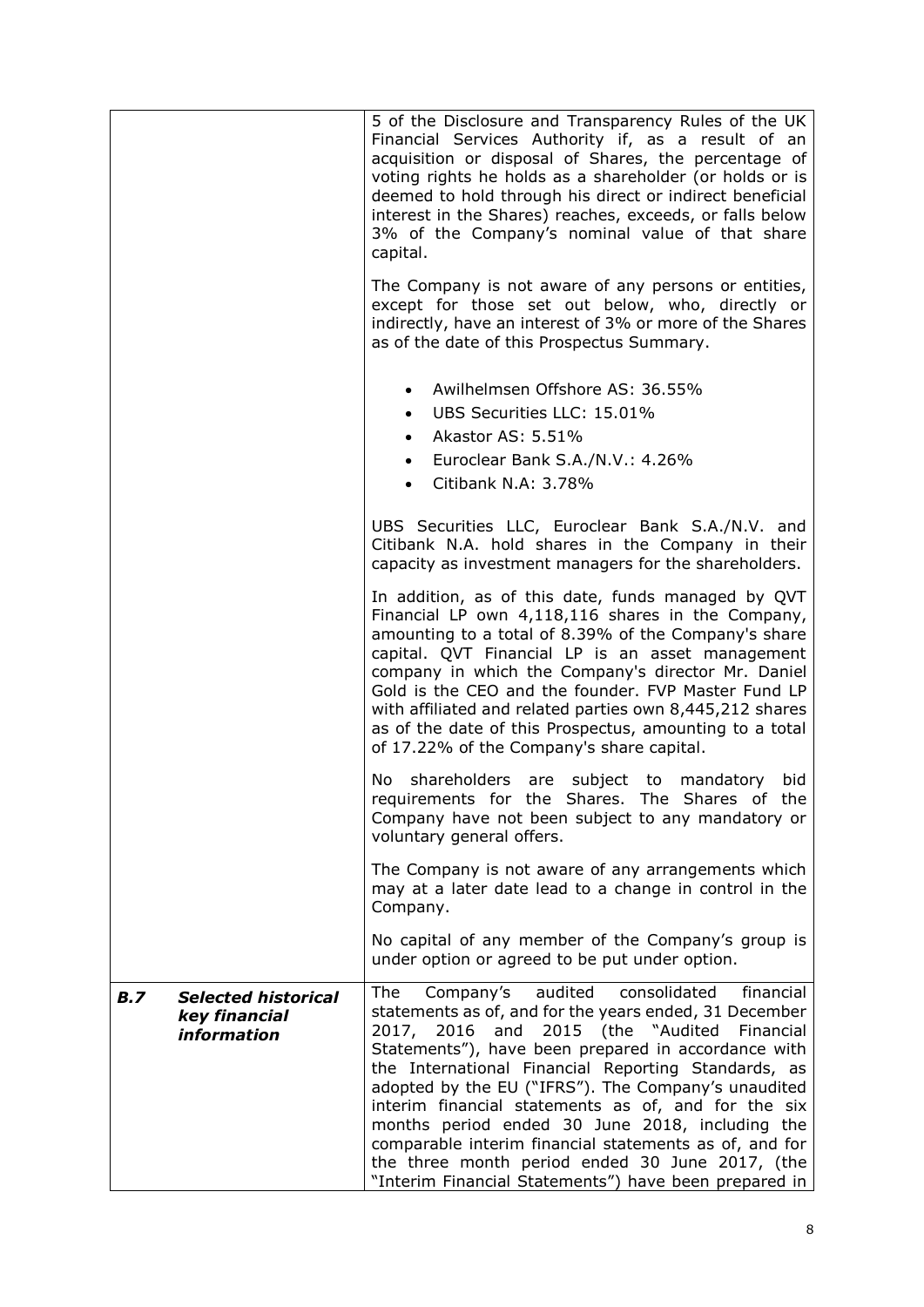| | | |
|---|---|---|
| | | 5 of the Disclosure and Transparency Rules of the UK Financial Services Authority if, as a result of an acquisition or disposal of Shares, the percentage of voting rights he holds as a shareholder (or holds or is deemed to hold through his direct or indirect beneficial interest in the Shares) reaches, exceeds, or falls below 3% of the Company's nominal value of that share capital.<br><br>The Company is not aware of any persons or entities, except for those set out below, who, directly or indirectly, have an interest of 3% or more of the Shares as of the date of this Prospectus Summary.<br><br>• Awilhelmsen Offshore AS: 36.55%<br>• UBS Securities LLC: 15.01%<br>• Akastor AS: 5.51%<br>• Euroclear Bank S.A./N.V.: 4.26%<br>• Citibank N.A: 3.78%<br><br>UBS Securities LLC, Euroclear Bank S.A./N.V. and Citibank N.A. hold shares in the Company in their capacity as investment managers for the shareholders.<br><br>In addition, as of this date, funds managed by QVT Financial LP own 4,118,116 shares in the Company, amounting to a total of 8.39% of the Company's share capital. QVT Financial LP is an asset management company in which the Company's director Mr. Daniel Gold is the CEO and the founder. FVP Master Fund LP with affiliated and related parties own 8,445,212 shares as of the date of this Prospectus, amounting to a total of 17.22% of the Company's share capital.<br><br>No shareholders are subject to mandatory bid requirements for the Shares. The Shares of the Company have not been subject to any mandatory or voluntary general offers.<br><br>The Company is not aware of any arrangements which may at a later date lead to a change in control in the Company.<br><br>No capital of any member of the Company's group is under option or agreed to be put under option. |
| ***B.7*** | ***Selected historical key financial information*** | The Company's audited consolidated financial statements as of, and for the years ended, 31 December 2017, 2016 and 2015 (the "Audited Financial Statements"), have been prepared in accordance with the International Financial Reporting Standards, as adopted by the EU ("IFRS"). The Company's unaudited interim financial statements as of, and for the six months period ended 30 June 2018, including the comparable interim financial statements as of, and for the three month period ended 30 June 2017, (the "Interim Financial Statements") have been prepared in |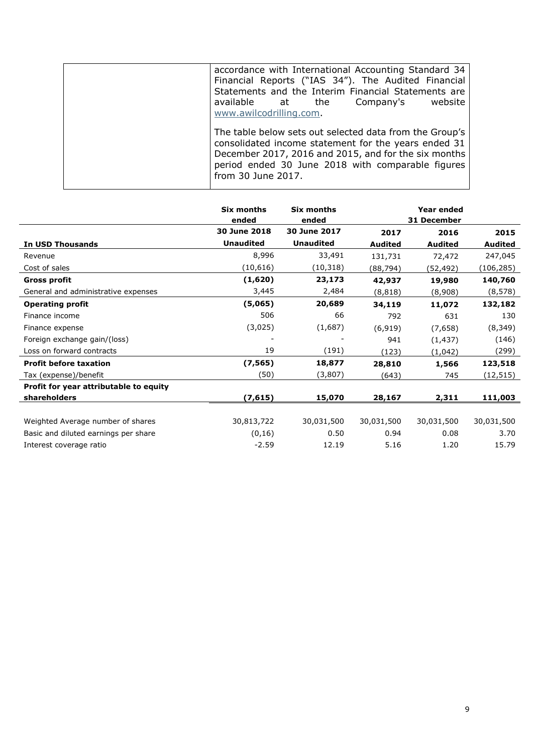| | accordance with International Accounting Standard 34 Financial Reports ("IAS 34"). The Audited Financial Statements and the Interim Financial Statements are available at the Company's website www.awilcodrilling.com.<br><br>The table below sets out selected data from the Group's consolidated income statement for the years ended 31 December 2017, 2016 and 2015, and for the six months period ended 30 June 2018 with comparable figures from 30 June 2017. |
|---|---|

| | **Six months ended** | **Six months ended** | | **Year ended 31 December** | |
|---|---|---|---|---|---|
| | **30 June 2018** | **30 June 2017** | **2017** | **2016** | **2015** |
| **In USD Thousands** | **Unaudited** | **Unaudited** | **Audited** | **Audited** | **Audited** |
| Revenue | 8,996 | 33,491 | 131,731 | 72,472 | 247,045 |
| Cost of sales | (10,616) | (10,318) | (88,794) | (52,492) | (106,285) |
| **Gross profit** | **(1,620)** | **23,173** | **42,937** | **19,980** | **140,760** |
| General and administrative expenses | 3,445 | 2,484 | (8,818) | (8,908) | (8,578) |
| **Operating profit** | **(5,065)** | **20,689** | **34,119** | **11,072** | **132,182** |
| Finance income | 506 | 66 | 792 | 631 | 130 |
| Finance expense | (3,025) | (1,687) | (6,919) | (7,658) | (8,349) |
| Foreign exchange gain/(loss) | - | - | 941 | (1,437) | (146) |
| Loss on forward contracts | 19 | (191) | (123) | (1,042) | (299) |
| **Profit before taxation** | **(7,565)** | **18,877** | **28,810** | **1,566** | **123,518** |
| Tax (expense)/benefit | (50) | (3,807) | (643) | 745 | (12,515) |
| **Profit for year attributable to equity shareholders** | **(7,615)** | **15,070** | **28,167** | **2,311** | **111,003** |
| | | | | | |
| Weighted Average number of shares | 30,813,722 | 30,031,500 | 30,031,500 | 30,031,500 | 30,031,500 |
| Basic and diluted earnings per share | (0,16) | 0.50 | 0.94 | 0.08 | 3.70 |
| Interest coverage ratio | -2.59 | 12.19 | 5.16 | 1.20 | 15.79 |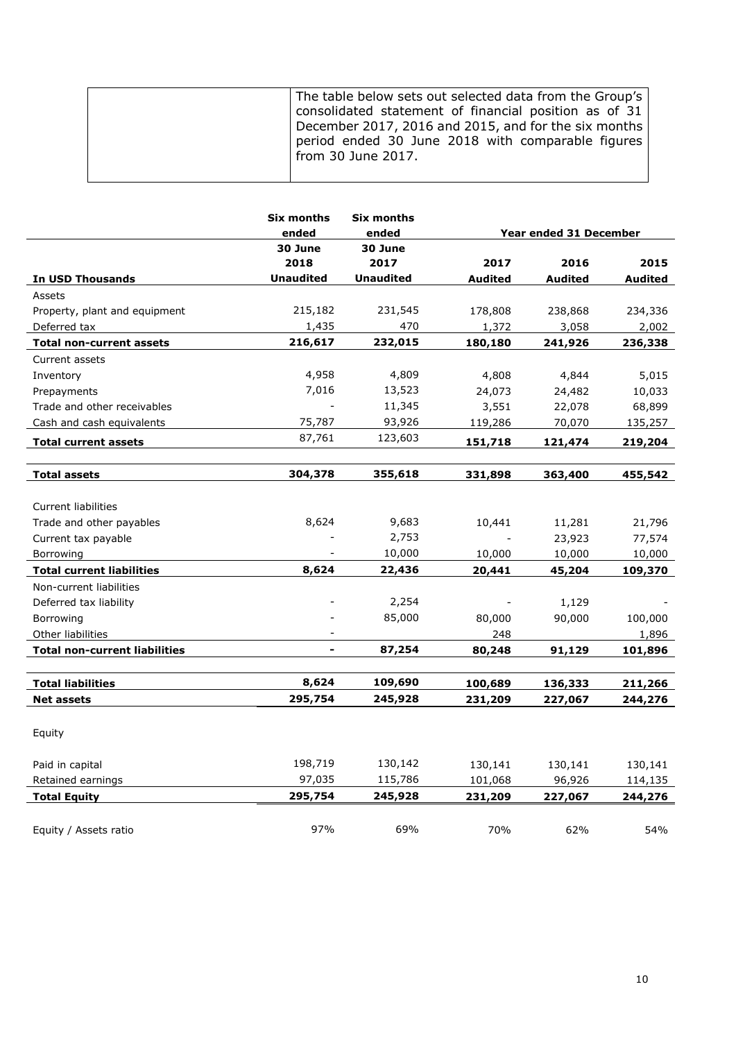| | The table below sets out selected data from the Group's consolidated statement of financial position as of 31 December 2017, 2016 and 2015, and for the six months period ended 30 June 2018 with comparable figures from 30 June 2017. |
|---|---|

| | Six months ended | Six months ended | Year ended 31 December | | |
|---|---|---|---|---|---|
| | 30 June 2018 | 30 June 2017 | 2017 | 2016 | 2015 |
| **In USD Thousands** | **Unaudited** | **Unaudited** | **Audited** | **Audited** | **Audited** |
| Assets | | | | | |
| Property, plant and equipment | 215,182 | 231,545 | 178,808 | 238,868 | 234,336 |
| Deferred tax | 1,435 | 470 | 1,372 | 3,058 | 2,002 |
| **Total non-current assets** | **216,617** | **232,015** | **180,180** | **241,926** | **236,338** |
| Current assets | | | | | |
| Inventory | 4,958 | 4,809 | 4,808 | 4,844 | 5,015 |
| Prepayments | 7,016 | 13,523 | 24,073 | 24,482 | 10,033 |
| Trade and other receivables | - | 11,345 | 3,551 | 22,078 | 68,899 |
| Cash and cash equivalents | 75,787 | 93,926 | 119,286 | 70,070 | 135,257 |
| **Total current assets** | 87,761 | 123,603 | **151,718** | **121,474** | **219,204** |
| **Total assets** | **304,378** | **355,618** | **331,898** | **363,400** | **455,542** |
| Current liabilities | | | | | |
| Trade and other payables | 8,624 | 9,683 | 10,441 | 11,281 | 21,796 |
| Current tax payable | - | 2,753 | - | 23,923 | 77,574 |
| Borrowing | - | 10,000 | 10,000 | 10,000 | 10,000 |
| **Total current liabilities** | **8,624** | **22,436** | **20,441** | **45,204** | **109,370** |
| Non-current liabilities | | | | | |
| Deferred tax liability | - | 2,254 | - | 1,129 | - |
| Borrowing | - | 85,000 | 80,000 | 90,000 | 100,000 |
| Other liabilities | - | | 248 | | 1,896 |
| **Total non-current liabilities** | **-** | **87,254** | **80,248** | **91,129** | **101,896** |
| **Total liabilities** | **8,624** | **109,690** | **100,689** | **136,333** | **211,266** |
| **Net assets** | **295,754** | **245,928** | **231,209** | **227,067** | **244,276** |
| Equity | | | | | |
| Paid in capital | 198,719 | 130,142 | 130,141 | 130,141 | 130,141 |
| Retained earnings | 97,035 | 115,786 | 101,068 | 96,926 | 114,135 |
| **Total Equity** | **295,754** | **245,928** | **231,209** | **227,067** | **244,276** |
| Equity / Assets ratio | 97% | 69% | 70% | 62% | 54% |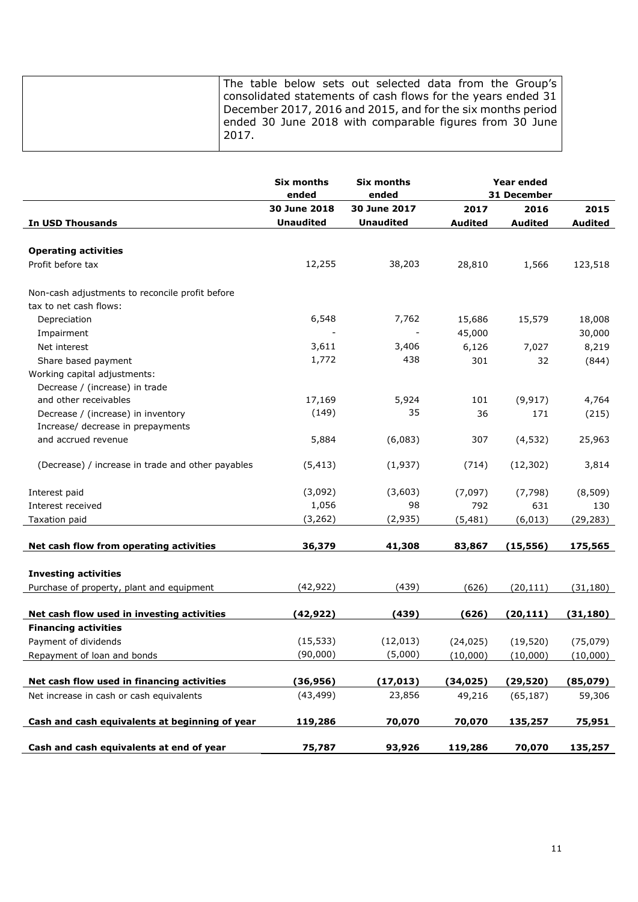| | The table below sets out selected data from the Group's consolidated statements of cash flows for the years ended 31 December 2017, 2016 and 2015, and for the six months period ended 30 June 2018 with comparable figures from 30 June 2017. |
|---|---|

| In USD Thousands | Six months ended 30 June 2018 Unaudited | Six months ended 30 June 2017 Unaudited | Year ended 31 December 2017 Audited | 2016 Audited | 2015 Audited |
|---|---|---|---|---|---|
| **Operating activities** | | | | | |
| Profit before tax | 12,255 | 38,203 | 28,810 | 1,566 | 123,518 |
| Non-cash adjustments to reconcile profit before tax to net cash flows: | | | | | |
| Depreciation | 6,548 | 7,762 | 15,686 | 15,579 | 18,008 |
| Impairment | - | - | 45,000 | | 30,000 |
| Net interest | 3,611 | 3,406 | 6,126 | 7,027 | 8,219 |
| Share based payment | 1,772 | 438 | 301 | 32 | (844) |
| Working capital adjustments: | | | | | |
| Decrease / (increase) in trade and other receivables | 17,169 | 5,924 | 101 | (9,917) | 4,764 |
| Decrease / (increase) in inventory | (149) | 35 | 36 | 171 | (215) |
| Increase/ decrease in prepayments and accrued revenue | 5,884 | (6,083) | 307 | (4,532) | 25,963 |
| (Decrease) / increase in trade and other payables | (5,413) | (1,937) | (714) | (12,302) | 3,814 |
| Interest paid | (3,092) | (3,603) | (7,097) | (7,798) | (8,509) |
| Interest received | 1,056 | 98 | 792 | 631 | 130 |
| Taxation paid | (3,262) | (2,935) | (5,481) | (6,013) | (29,283) |
| **Net cash flow from operating activities** | **36,379** | **41,308** | **83,867** | **(15,556)** | **175,565** |
| **Investing activities** | | | | | |
| Purchase of property, plant and equipment | (42,922) | (439) | (626) | (20,111) | (31,180) |
| **Net cash flow used in investing activities** | **(42,922)** | **(439)** | **(626)** | **(20,111)** | **(31,180)** |
| **Financing activities** | | | | | |
| Payment of dividends | (15,533) | (12,013) | (24,025) | (19,520) | (75,079) |
| Repayment of loan and bonds | (90,000) | (5,000) | (10,000) | (10,000) | (10,000) |
| **Net cash flow used in financing activities** | **(36,956)** | **(17,013)** | **(34,025)** | **(29,520)** | **(85,079)** |
| Net increase in cash or cash equivalents | (43,499) | 23,856 | 49,216 | (65,187) | 59,306 |
| **Cash and cash equivalents at beginning of year** | **119,286** | **70,070** | **70,070** | **135,257** | **75,951** |
| **Cash and cash equivalents at end of year** | **75,787** | **93,926** | **119,286** | **70,070** | **135,257** |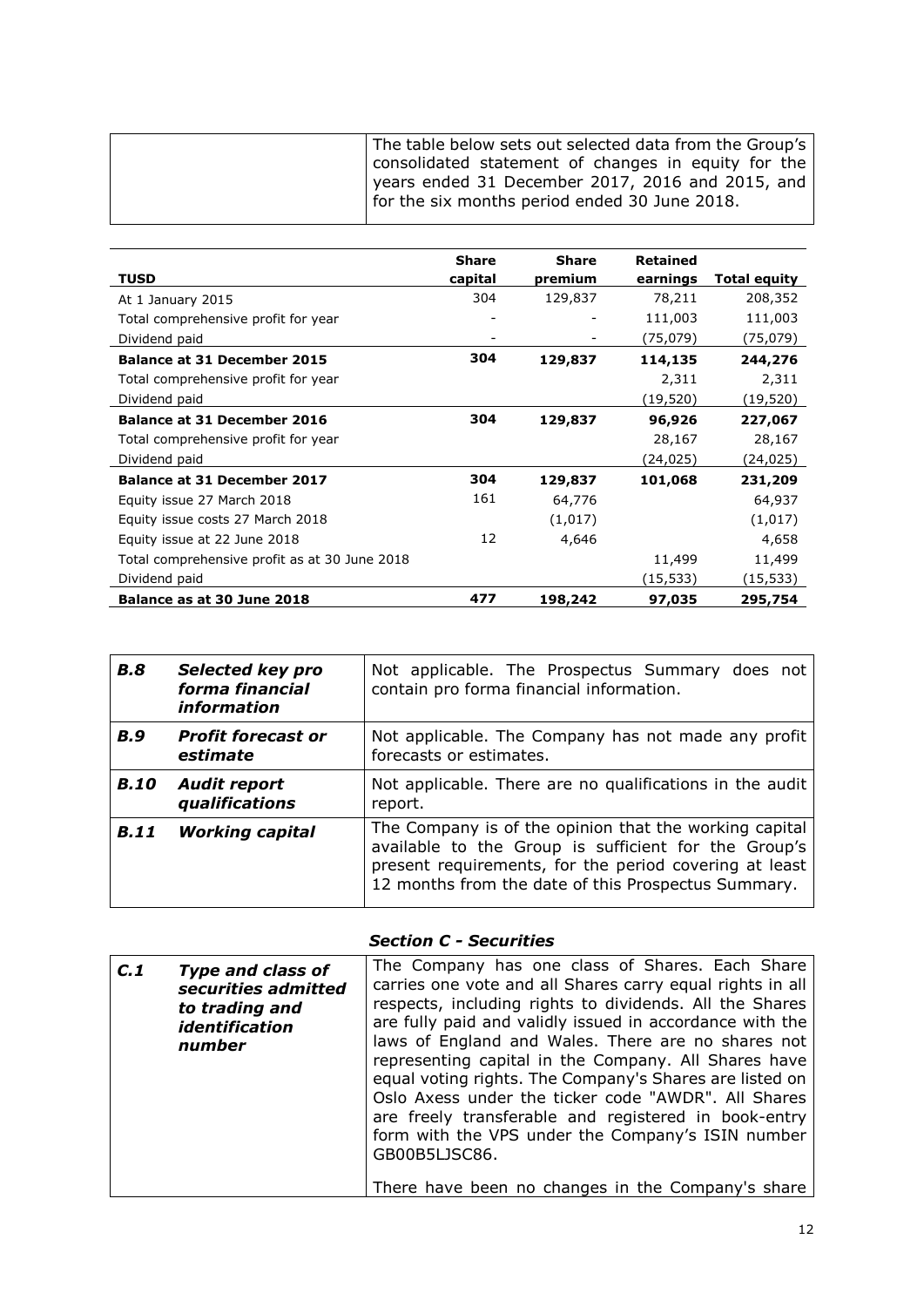| | The table below sets out selected data from the Group's consolidated statement of changes in equity for the years ended 31 December 2017, 2016 and 2015, and for the six months period ended 30 June 2018. |
|---|---|

| TUSD | Share capital | Share premium | Retained earnings | Total equity |
|---|---|---|---|---|
| At 1 January 2015 | 304 | 129,837 | 78,211 | 208,352 |
| Total comprehensive profit for year | - | - | 111,003 | 111,003 |
| Dividend paid | - | - | (75,079) | (75,079) |
| **Balance at 31 December 2015** | **304** | **129,837** | **114,135** | **244,276** |
| Total comprehensive profit for year | | | 2,311 | 2,311 |
| Dividend paid | | | (19,520) | (19,520) |
| **Balance at 31 December 2016** | **304** | **129,837** | **96,926** | **227,067** |
| Total comprehensive profit for year | | | 28,167 | 28,167 |
| Dividend paid | | | (24,025) | (24,025) |
| **Balance at 31 December 2017** | **304** | **129,837** | **101,068** | **231,209** |
| Equity issue 27 March 2018 | 161 | 64,776 | | 64,937 |
| Equity issue costs 27 March 2018 | | (1,017) | | (1,017) |
| Equity issue at 22 June 2018 | 12 | 4,646 | | 4,658 |
| Total comprehensive profit as at 30 June 2018 | | | 11,499 | 11,499 |
| Dividend paid | | | (15,533) | (15,533) |
| **Balance as at 30 June 2018** | **477** | **198,242** | **97,035** | **295,754** |

| | | |
|---|---|---|
| ***B.8*** | ***Selected key pro forma financial information*** | Not applicable. The Prospectus Summary does not contain pro forma financial information. |
| ***B.9*** | ***Profit forecast or estimate*** | Not applicable. The Company has not made any profit forecasts or estimates. |
| ***B.10*** | ***Audit report qualifications*** | Not applicable. There are no qualifications in the audit report. |
| ***B.11*** | ***Working capital*** | The Company is of the opinion that the working capital available to the Group is sufficient for the Group's present requirements, for the period covering at least 12 months from the date of this Prospectus Summary. |

### *Section C - Securities*

| | | |
|---|---|---|
| ***C.1*** | ***Type and class of securities admitted to trading and identification number*** | The Company has one class of Shares. Each Share carries one vote and all Shares carry equal rights in all respects, including rights to dividends. All the Shares are fully paid and validly issued in accordance with the laws of England and Wales. There are no shares not representing capital in the Company. All Shares have equal voting rights. The Company's Shares are listed on Oslo Axess under the ticker code "AWDR". All Shares are freely transferable and registered in book-entry form with the VPS under the Company's ISIN number GB00B5LJSC86.<br><br>There have been no changes in the Company's share |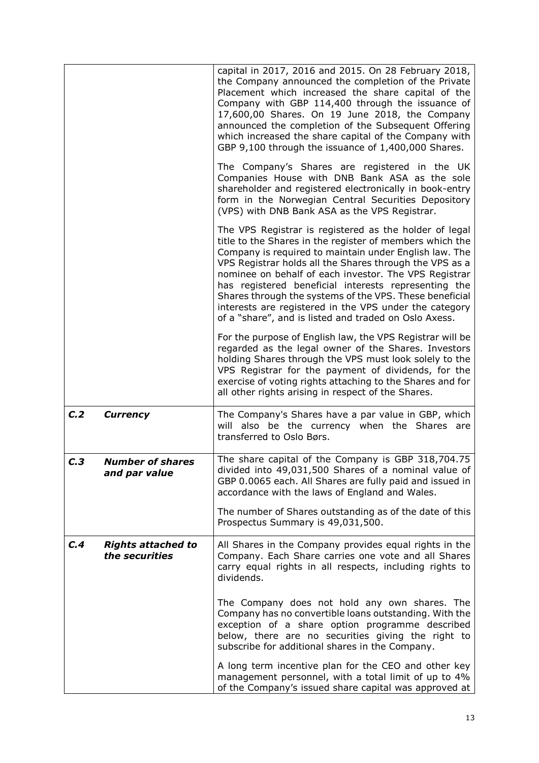| | |
|---|---|
| | capital in 2017, 2016 and 2015. On 28 February 2018, the Company announced the completion of the Private Placement which increased the share capital of the Company with GBP 114,400 through the issuance of 17,600,00 Shares. On 19 June 2018, the Company announced the completion of the Subsequent Offering which increased the share capital of the Company with GBP 9,100 through the issuance of 1,400,000 Shares.<br><br>The Company's Shares are registered in the UK Companies House with DNB Bank ASA as the sole shareholder and registered electronically in book-entry form in the Norwegian Central Securities Depository (VPS) with DNB Bank ASA as the VPS Registrar.<br><br>The VPS Registrar is registered as the holder of legal title to the Shares in the register of members which the Company is required to maintain under English law. The VPS Registrar holds all the Shares through the VPS as a nominee on behalf of each investor. The VPS Registrar has registered beneficial interests representing the Shares through the systems of the VPS. These beneficial interests are registered in the VPS under the category of a "share", and is listed and traded on Oslo Axess.<br><br>For the purpose of English law, the VPS Registrar will be regarded as the legal owner of the Shares. Investors holding Shares through the VPS must look solely to the VPS Registrar for the payment of dividends, for the exercise of voting rights attaching to the Shares and for all other rights arising in respect of the Shares. |
| ***C.2 Currency*** | The Company's Shares have a par value in GBP, which will also be the currency when the Shares are transferred to Oslo Børs. |
| ***C.3 Number of shares and par value*** | The share capital of the Company is GBP 318,704.75 divided into 49,031,500 Shares of a nominal value of GBP 0.0065 each. All Shares are fully paid and issued in accordance with the laws of England and Wales.<br><br>The number of Shares outstanding as of the date of this Prospectus Summary is 49,031,500. |
| ***C.4 Rights attached to the securities*** | All Shares in the Company provides equal rights in the Company. Each Share carries one vote and all Shares carry equal rights in all respects, including rights to dividends.<br><br>The Company does not hold any own shares. The Company has no convertible loans outstanding. With the exception of a share option programme described below, there are no securities giving the right to subscribe for additional shares in the Company.<br><br>A long term incentive plan for the CEO and other key management personnel, with a total limit of up to 4% of the Company's issued share capital was approved at |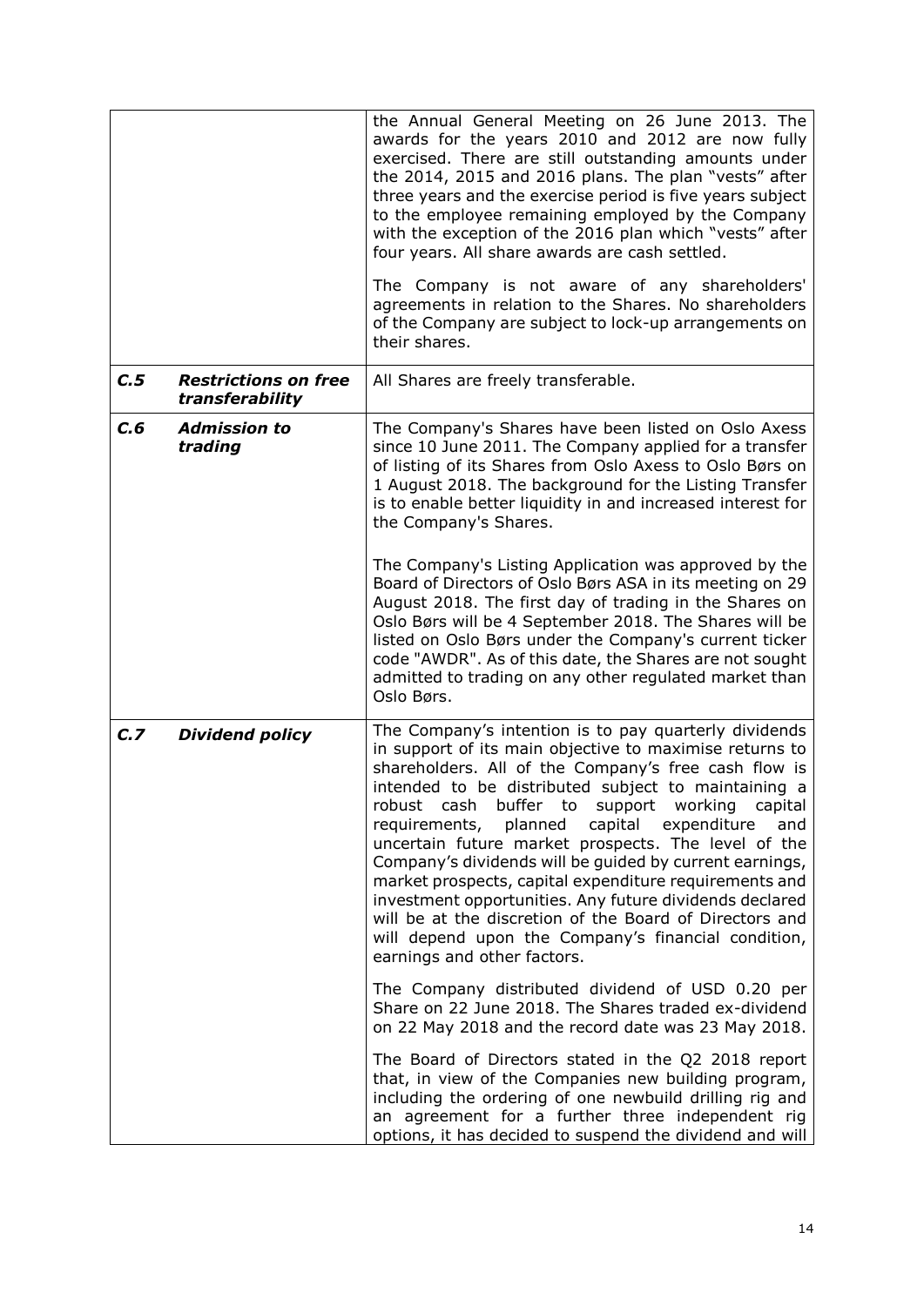| | | |
|---|---|---|
| | | the Annual General Meeting on 26 June 2013. The awards for the years 2010 and 2012 are now fully exercised. There are still outstanding amounts under the 2014, 2015 and 2016 plans. The plan "vests" after three years and the exercise period is five years subject to the employee remaining employed by the Company with the exception of the 2016 plan which "vests" after four years. All share awards are cash settled.<br><br>The Company is not aware of any shareholders' agreements in relation to the Shares. No shareholders of the Company are subject to lock-up arrangements on their shares. |
| ***C.5*** | ***Restrictions on free transferability*** | All Shares are freely transferable. |
| ***C.6*** | ***Admission to trading*** | The Company's Shares have been listed on Oslo Axess since 10 June 2011. The Company applied for a transfer of listing of its Shares from Oslo Axess to Oslo Børs on 1 August 2018. The background for the Listing Transfer is to enable better liquidity in and increased interest for the Company's Shares.<br><br>The Company's Listing Application was approved by the Board of Directors of Oslo Børs ASA in its meeting on 29 August 2018. The first day of trading in the Shares on Oslo Børs will be 4 September 2018. The Shares will be listed on Oslo Børs under the Company's current ticker code "AWDR". As of this date, the Shares are not sought admitted to trading on any other regulated market than Oslo Børs. |
| ***C.7*** | ***Dividend policy*** | The Company's intention is to pay quarterly dividends in support of its main objective to maximise returns to shareholders. All of the Company's free cash flow is intended to be distributed subject to maintaining a robust cash buffer to support working capital requirements, planned capital expenditure and uncertain future market prospects. The level of the Company's dividends will be guided by current earnings, market prospects, capital expenditure requirements and investment opportunities. Any future dividends declared will be at the discretion of the Board of Directors and will depend upon the Company's financial condition, earnings and other factors.<br><br>The Company distributed dividend of USD 0.20 per Share on 22 June 2018. The Shares traded ex-dividend on 22 May 2018 and the record date was 23 May 2018.<br><br>The Board of Directors stated in the Q2 2018 report that, in view of the Companies new building program, including the ordering of one newbuild drilling rig and an agreement for a further three independent rig options, it has decided to suspend the dividend and will |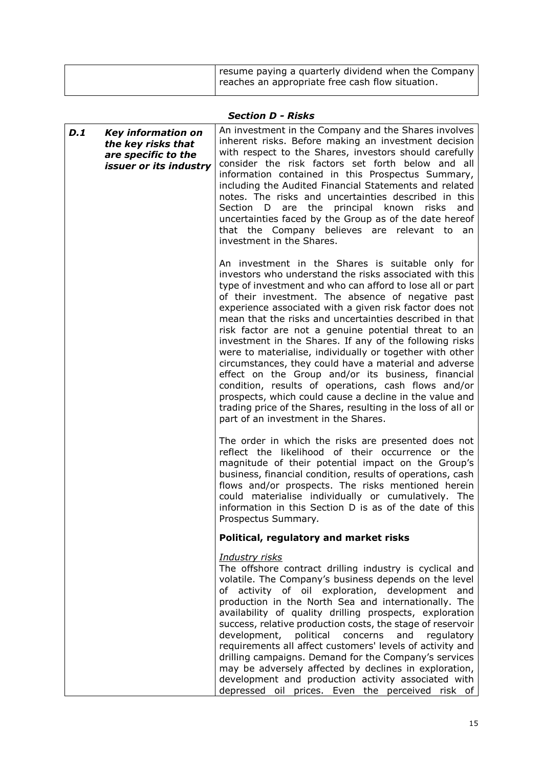| | resume paying a quarterly dividend when the Company reaches an appropriate free cash flow situation. |
|---|---|

### *Section D - Risks*

| | |
|---|---|
| ***D.1 Key information on the key risks that are specific to the issuer or its industry*** | An investment in the Company and the Shares involves inherent risks. Before making an investment decision with respect to the Shares, investors should carefully consider the risk factors set forth below and all information contained in this Prospectus Summary, including the Audited Financial Statements and related notes. The risks and uncertainties described in this Section D are the principal known risks and uncertainties faced by the Group as of the date hereof that the Company believes are relevant to an investment in the Shares.<br><br>An investment in the Shares is suitable only for investors who understand the risks associated with this type of investment and who can afford to lose all or part of their investment. The absence of negative past experience associated with a given risk factor does not mean that the risks and uncertainties described in that risk factor are not a genuine potential threat to an investment in the Shares. If any of the following risks were to materialise, individually or together with other circumstances, they could have a material and adverse effect on the Group and/or its business, financial condition, results of operations, cash flows and/or prospects, which could cause a decline in the value and trading price of the Shares, resulting in the loss of all or part of an investment in the Shares.<br><br>The order in which the risks are presented does not reflect the likelihood of their occurrence or the magnitude of their potential impact on the Group's business, financial condition, results of operations, cash flows and/or prospects. The risks mentioned herein could materialise individually or cumulatively. The information in this Section D is as of the date of this Prospectus Summary.<br><br>**Political, regulatory and market risks**<br><br><u>*Industry risks*</u><br>The offshore contract drilling industry is cyclical and volatile. The Company's business depends on the level of activity of oil exploration, development and production in the North Sea and internationally. The availability of quality drilling prospects, exploration success, relative production costs, the stage of reservoir development, political concerns and regulatory requirements all affect customers' levels of activity and drilling campaigns. Demand for the Company's services may be adversely affected by declines in exploration, development and production activity associated with depressed oil prices. Even the perceived risk of |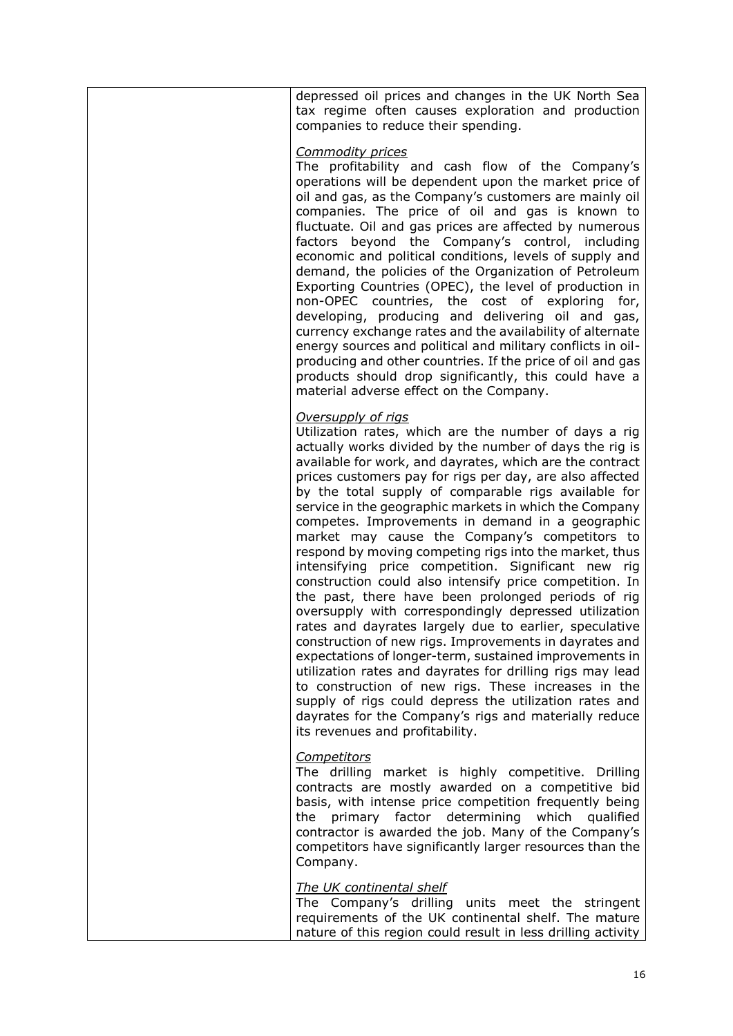| | depressed oil prices and changes in the UK North Sea tax regime often causes exploration and production companies to reduce their spending.<br><br>*Commodity prices*<br>The profitability and cash flow of the Company's operations will be dependent upon the market price of oil and gas, as the Company's customers are mainly oil companies. The price of oil and gas is known to fluctuate. Oil and gas prices are affected by numerous factors beyond the Company's control, including economic and political conditions, levels of supply and demand, the policies of the Organization of Petroleum Exporting Countries (OPEC), the level of production in non-OPEC countries, the cost of exploring for, developing, producing and delivering oil and gas, currency exchange rates and the availability of alternate energy sources and political and military conflicts in oil-producing and other countries. If the price of oil and gas products should drop significantly, this could have a material adverse effect on the Company.<br><br>*Oversupply of rigs*<br>Utilization rates, which are the number of days a rig actually works divided by the number of days the rig is available for work, and dayrates, which are the contract prices customers pay for rigs per day, are also affected by the total supply of comparable rigs available for service in the geographic markets in which the Company competes. Improvements in demand in a geographic market may cause the Company's competitors to respond by moving competing rigs into the market, thus intensifying price competition. Significant new rig construction could also intensify price competition. In the past, there have been prolonged periods of rig oversupply with correspondingly depressed utilization rates and dayrates largely due to earlier, speculative construction of new rigs. Improvements in dayrates and expectations of longer-term, sustained improvements in utilization rates and dayrates for drilling rigs may lead to construction of new rigs. These increases in the supply of rigs could depress the utilization rates and dayrates for the Company's rigs and materially reduce its revenues and profitability.<br><br>*Competitors*<br>The drilling market is highly competitive. Drilling contracts are mostly awarded on a competitive bid basis, with intense price competition frequently being the primary factor determining which qualified contractor is awarded the job. Many of the Company's competitors have significantly larger resources than the Company.<br><br>*The UK continental shelf*<br>The Company's drilling units meet the stringent requirements of the UK continental shelf. The mature nature of this region could result in less drilling activity |
|---|---|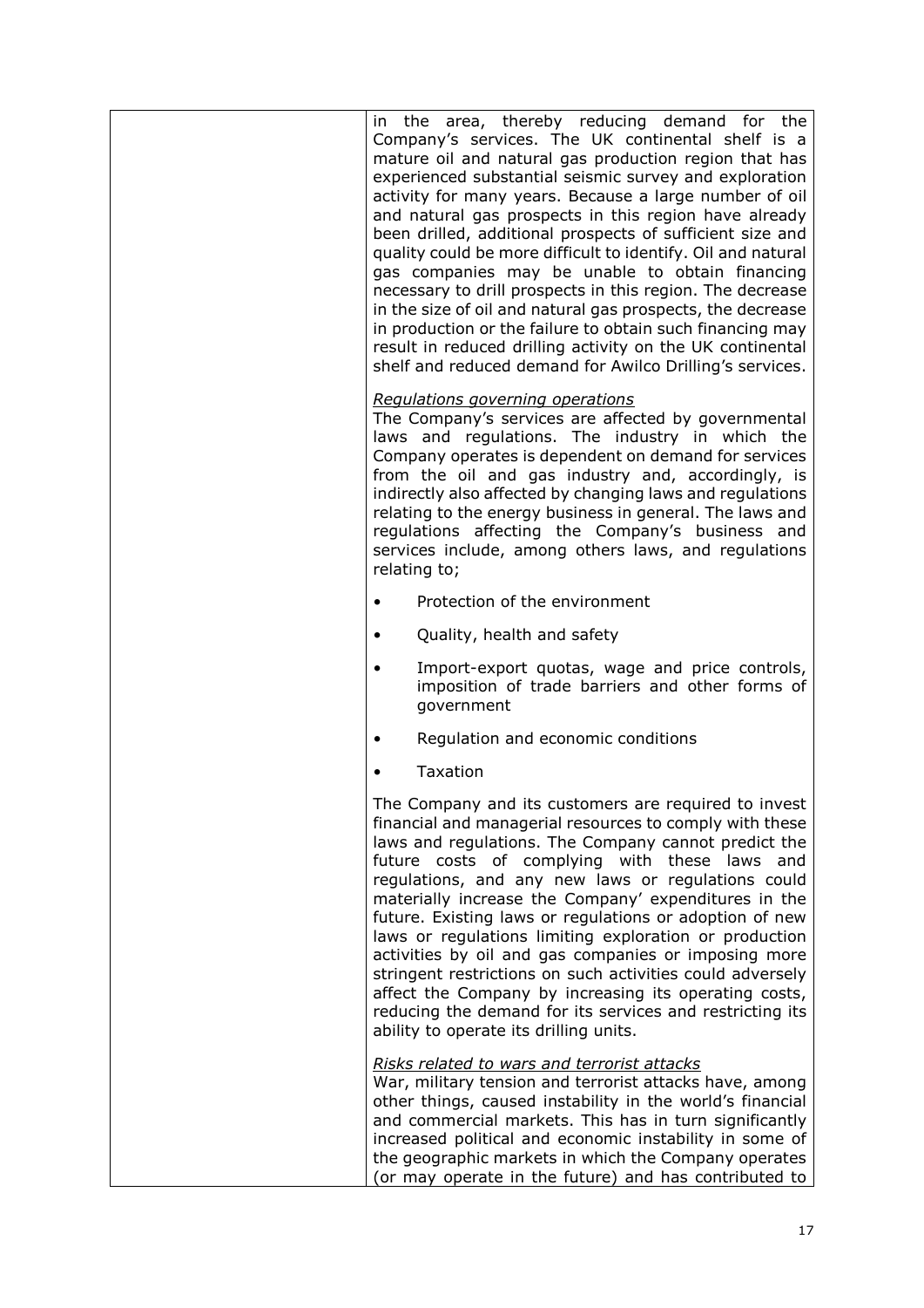| | in the area, thereby reducing demand for the Company's services. The UK continental shelf is a mature oil and natural gas production region that has experienced substantial seismic survey and exploration activity for many years. Because a large number of oil and natural gas prospects in this region have already been drilled, additional prospects of sufficient size and quality could be more difficult to identify. Oil and natural gas companies may be unable to obtain financing necessary to drill prospects in this region. The decrease in the size of oil and natural gas prospects, the decrease in production or the failure to obtain such financing may result in reduced drilling activity on the UK continental shelf and reduced demand for Awilco Drilling's services.<br><br>*Regulations governing operations*<br>The Company's services are affected by governmental laws and regulations. The industry in which the Company operates is dependent on demand for services from the oil and gas industry and, accordingly, is indirectly also affected by changing laws and regulations relating to the energy business in general. The laws and regulations affecting the Company's business and services include, among others laws, and regulations relating to;<br><br>• Protection of the environment<br>• Quality, health and safety<br>• Import-export quotas, wage and price controls, imposition of trade barriers and other forms of government<br>• Regulation and economic conditions<br>• Taxation<br><br>The Company and its customers are required to invest financial and managerial resources to comply with these laws and regulations. The Company cannot predict the future costs of complying with these laws and regulations, and any new laws or regulations could materially increase the Company' expenditures in the future. Existing laws or regulations or adoption of new laws or regulations limiting exploration or production activities by oil and gas companies or imposing more stringent restrictions on such activities could adversely affect the Company by increasing its operating costs, reducing the demand for its services and restricting its ability to operate its drilling units.<br><br>*Risks related to wars and terrorist attacks*<br>War, military tension and terrorist attacks have, among other things, caused instability in the world's financial and commercial markets. This has in turn significantly increased political and economic instability in some of the geographic markets in which the Company operates (or may operate in the future) and has contributed to |
|---|---|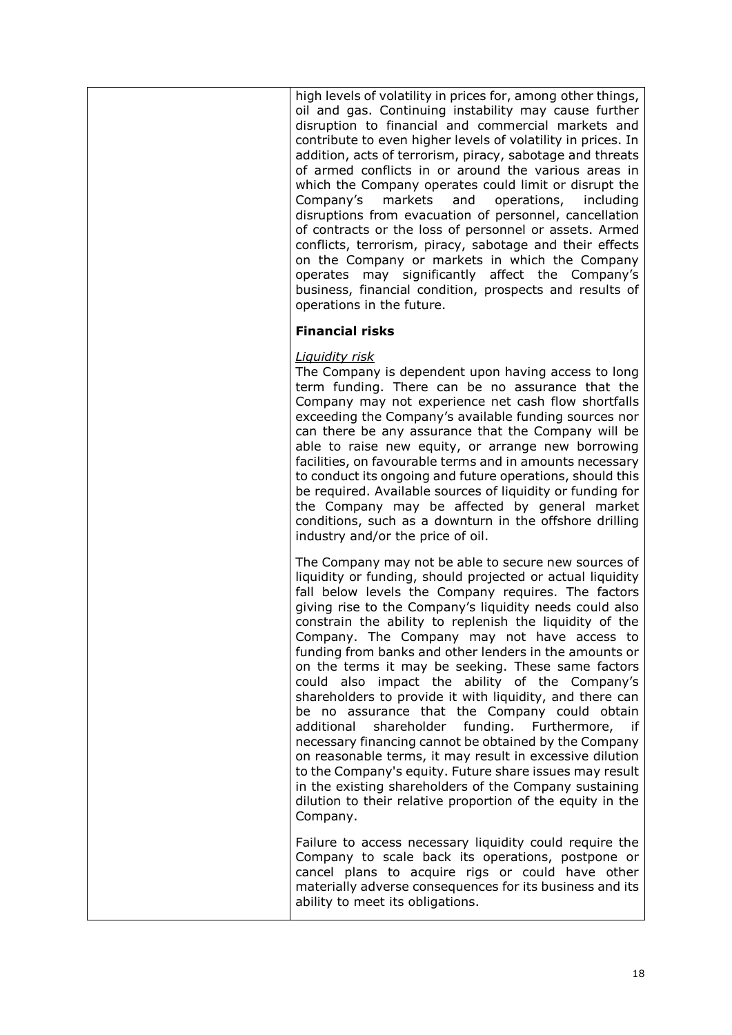high levels of volatility in prices for, among other things, oil and gas. Continuing instability may cause further disruption to financial and commercial markets and contribute to even higher levels of volatility in prices. In addition, acts of terrorism, piracy, sabotage and threats of armed conflicts in or around the various areas in which the Company operates could limit or disrupt the Company's markets and operations, including disruptions from evacuation of personnel, cancellation of contracts or the loss of personnel or assets. Armed conflicts, terrorism, piracy, sabotage and their effects on the Company or markets in which the Company operates may significantly affect the Company's business, financial condition, prospects and results of operations in the future.

**Financial risks**

*Liquidity risk*

The Company is dependent upon having access to long term funding. There can be no assurance that the Company may not experience net cash flow shortfalls exceeding the Company's available funding sources nor can there be any assurance that the Company will be able to raise new equity, or arrange new borrowing facilities, on favourable terms and in amounts necessary to conduct its ongoing and future operations, should this be required. Available sources of liquidity or funding for the Company may be affected by general market conditions, such as a downturn in the offshore drilling industry and/or the price of oil.

The Company may not be able to secure new sources of liquidity or funding, should projected or actual liquidity fall below levels the Company requires. The factors giving rise to the Company's liquidity needs could also constrain the ability to replenish the liquidity of the Company. The Company may not have access to funding from banks and other lenders in the amounts or on the terms it may be seeking. These same factors could also impact the ability of the Company's shareholders to provide it with liquidity, and there can be no assurance that the Company could obtain additional shareholder funding. Furthermore, if necessary financing cannot be obtained by the Company on reasonable terms, it may result in excessive dilution to the Company's equity. Future share issues may result in the existing shareholders of the Company sustaining dilution to their relative proportion of the equity in the Company.

Failure to access necessary liquidity could require the Company to scale back its operations, postpone or cancel plans to acquire rigs or could have other materially adverse consequences for its business and its ability to meet its obligations.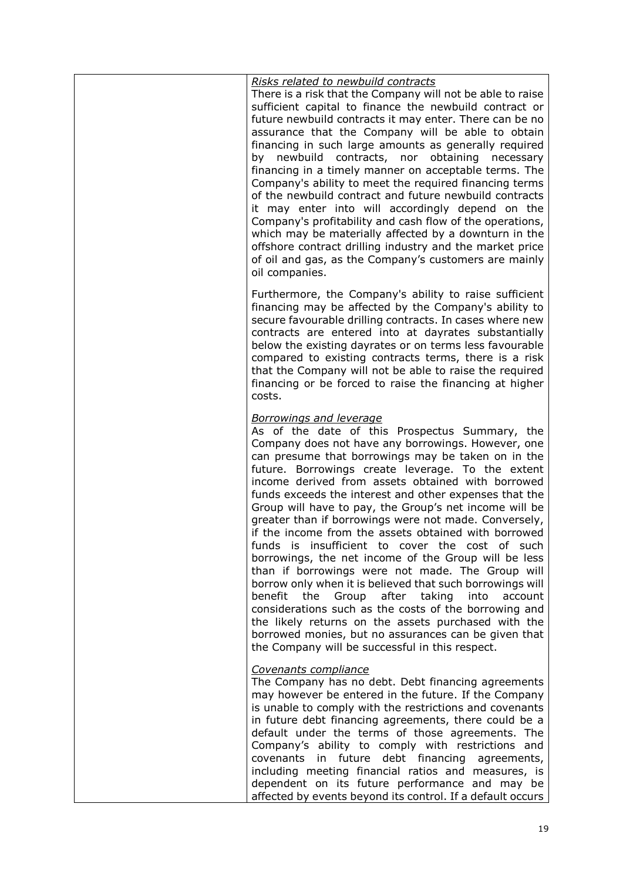| | *Risks related to newbuild contracts*<br>There is a risk that the Company will not be able to raise sufficient capital to finance the newbuild contract or future newbuild contracts it may enter. There can be no assurance that the Company will be able to obtain financing in such large amounts as generally required by newbuild contracts, nor obtaining necessary financing in a timely manner on acceptable terms. The Company's ability to meet the required financing terms of the newbuild contract and future newbuild contracts it may enter into will accordingly depend on the Company's profitability and cash flow of the operations, which may be materially affected by a downturn in the offshore contract drilling industry and the market price of oil and gas, as the Company's customers are mainly oil companies.<br><br>Furthermore, the Company's ability to raise sufficient financing may be affected by the Company's ability to secure favourable drilling contracts. In cases where new contracts are entered into at dayrates substantially below the existing dayrates or on terms less favourable compared to existing contracts terms, there is a risk that the Company will not be able to raise the required financing or be forced to raise the financing at higher costs.<br><br>*Borrowings and leverage*<br>As of the date of this Prospectus Summary, the Company does not have any borrowings. However, one can presume that borrowings may be taken on in the future. Borrowings create leverage. To the extent income derived from assets obtained with borrowed funds exceeds the interest and other expenses that the Group will have to pay, the Group's net income will be greater than if borrowings were not made. Conversely, if the income from the assets obtained with borrowed funds is insufficient to cover the cost of such borrowings, the net income of the Group will be less than if borrowings were not made. The Group will borrow only when it is believed that such borrowings will benefit the Group after taking into account considerations such as the costs of the borrowing and the likely returns on the assets purchased with the borrowed monies, but no assurances can be given that the Company will be successful in this respect.<br><br>*Covenants compliance*<br>The Company has no debt. Debt financing agreements may however be entered in the future. If the Company is unable to comply with the restrictions and covenants in future debt financing agreements, there could be a default under the terms of those agreements. The Company's ability to comply with restrictions and covenants in future debt financing agreements, including meeting financial ratios and measures, is dependent on its future performance and may be affected by events beyond its control. If a default occurs |
|---|---|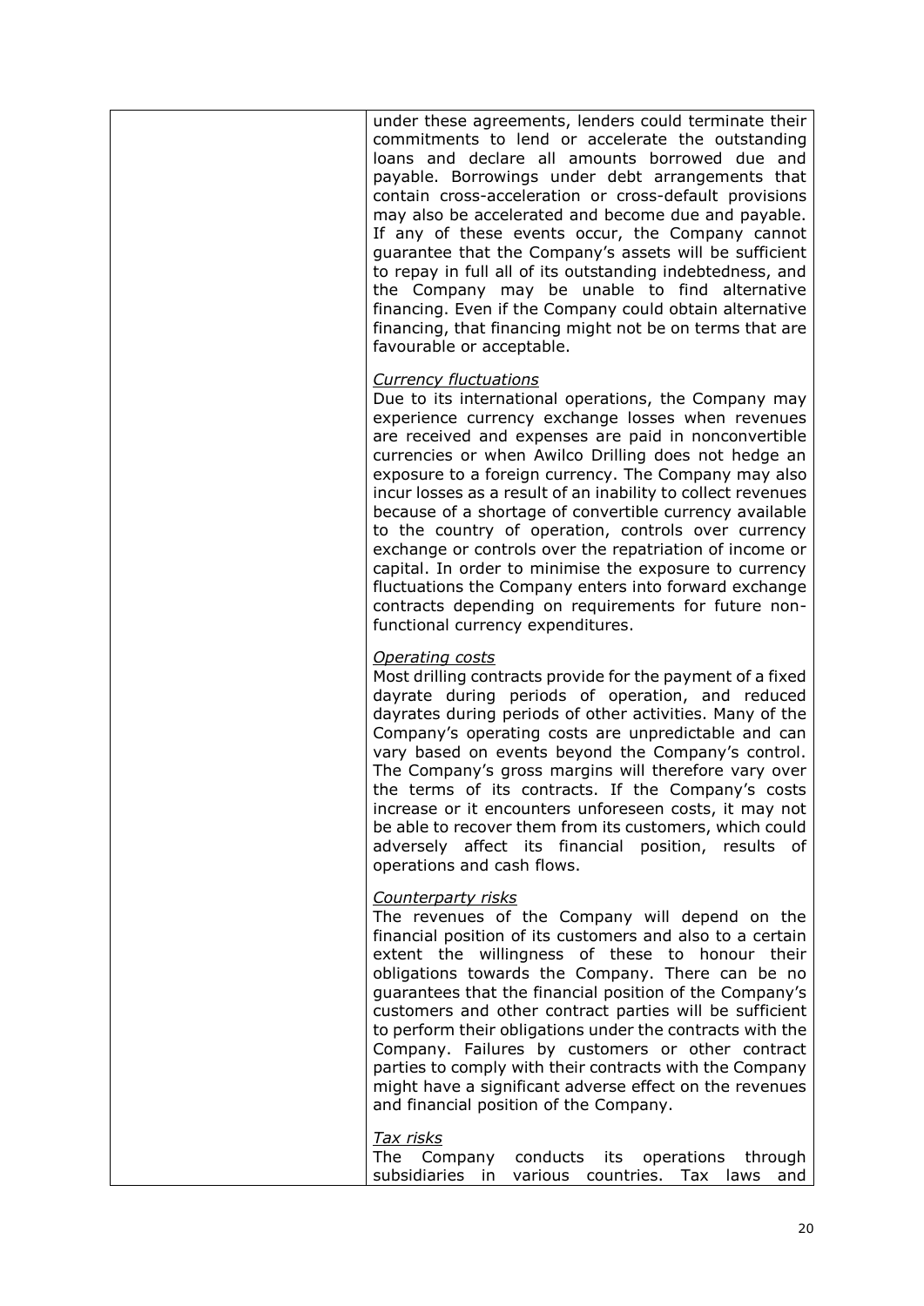| | |
|---|---|
| | under these agreements, lenders could terminate their commitments to lend or accelerate the outstanding loans and declare all amounts borrowed due and payable. Borrowings under debt arrangements that contain cross-acceleration or cross-default provisions may also be accelerated and become due and payable. If any of these events occur, the Company cannot guarantee that the Company's assets will be sufficient to repay in full all of its outstanding indebtedness, and the Company may be unable to find alternative financing. Even if the Company could obtain alternative financing, that financing might not be on terms that are favourable or acceptable.<br><br>_Currency fluctuations_<br>Due to its international operations, the Company may experience currency exchange losses when revenues are received and expenses are paid in nonconvertible currencies or when Awilco Drilling does not hedge an exposure to a foreign currency. The Company may also incur losses as a result of an inability to collect revenues because of a shortage of convertible currency available to the country of operation, controls over currency exchange or controls over the repatriation of income or capital. In order to minimise the exposure to currency fluctuations the Company enters into forward exchange contracts depending on requirements for future non-functional currency expenditures.<br><br>_Operating costs_<br>Most drilling contracts provide for the payment of a fixed dayrate during periods of operation, and reduced dayrates during periods of other activities. Many of the Company's operating costs are unpredictable and can vary based on events beyond the Company's control. The Company's gross margins will therefore vary over the terms of its contracts. If the Company's costs increase or it encounters unforeseen costs, it may not be able to recover them from its customers, which could adversely affect its financial position, results of operations and cash flows.<br><br>_Counterparty risks_<br>The revenues of the Company will depend on the financial position of its customers and also to a certain extent the willingness of these to honour their obligations towards the Company. There can be no guarantees that the financial position of the Company's customers and other contract parties will be sufficient to perform their obligations under the contracts with the Company. Failures by customers or other contract parties to comply with their contracts with the Company might have a significant adverse effect on the revenues and financial position of the Company.<br><br>_Tax risks_<br>The Company conducts its operations through subsidiaries in various countries. Tax laws and |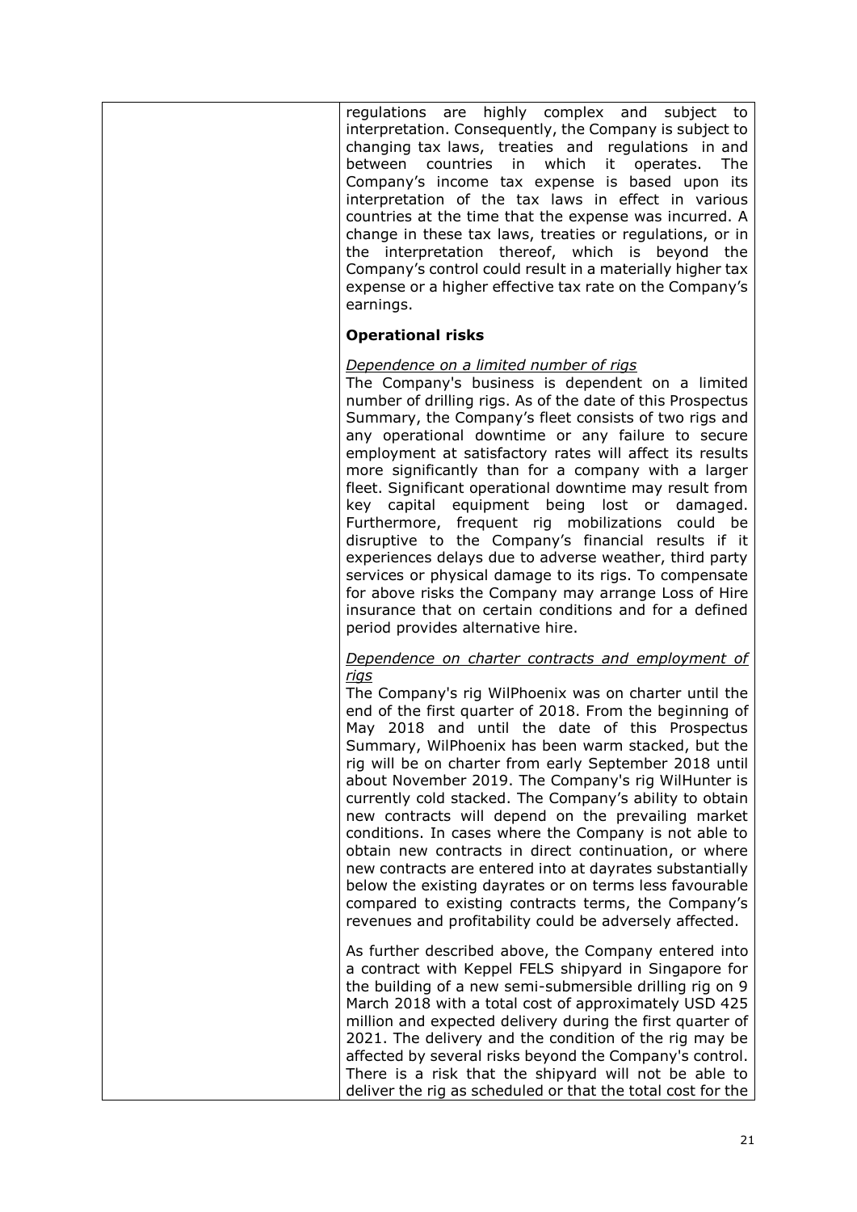regulations are highly complex and subject to interpretation. Consequently, the Company is subject to changing tax laws, treaties and regulations in and between countries in which it operates. The Company's income tax expense is based upon its interpretation of the tax laws in effect in various countries at the time that the expense was incurred. A change in these tax laws, treaties or regulations, or in the interpretation thereof, which is beyond the Company's control could result in a materially higher tax expense or a higher effective tax rate on the Company's earnings.

**Operational risks**

*Dependence on a limited number of rigs*

The Company's business is dependent on a limited number of drilling rigs. As of the date of this Prospectus Summary, the Company's fleet consists of two rigs and any operational downtime or any failure to secure employment at satisfactory rates will affect its results more significantly than for a company with a larger fleet. Significant operational downtime may result from key capital equipment being lost or damaged. Furthermore, frequent rig mobilizations could be disruptive to the Company's financial results if it experiences delays due to adverse weather, third party services or physical damage to its rigs. To compensate for above risks the Company may arrange Loss of Hire insurance that on certain conditions and for a defined period provides alternative hire.

*Dependence on charter contracts and employment of rigs*

The Company's rig WilPhoenix was on charter until the end of the first quarter of 2018. From the beginning of May 2018 and until the date of this Prospectus Summary, WilPhoenix has been warm stacked, but the rig will be on charter from early September 2018 until about November 2019. The Company's rig WilHunter is currently cold stacked. The Company's ability to obtain new contracts will depend on the prevailing market conditions. In cases where the Company is not able to obtain new contracts in direct continuation, or where new contracts are entered into at dayrates substantially below the existing dayrates or on terms less favourable compared to existing contracts terms, the Company's revenues and profitability could be adversely affected.

As further described above, the Company entered into a contract with Keppel FELS shipyard in Singapore for the building of a new semi-submersible drilling rig on 9 March 2018 with a total cost of approximately USD 425 million and expected delivery during the first quarter of 2021. The delivery and the condition of the rig may be affected by several risks beyond the Company's control. There is a risk that the shipyard will not be able to deliver the rig as scheduled or that the total cost for the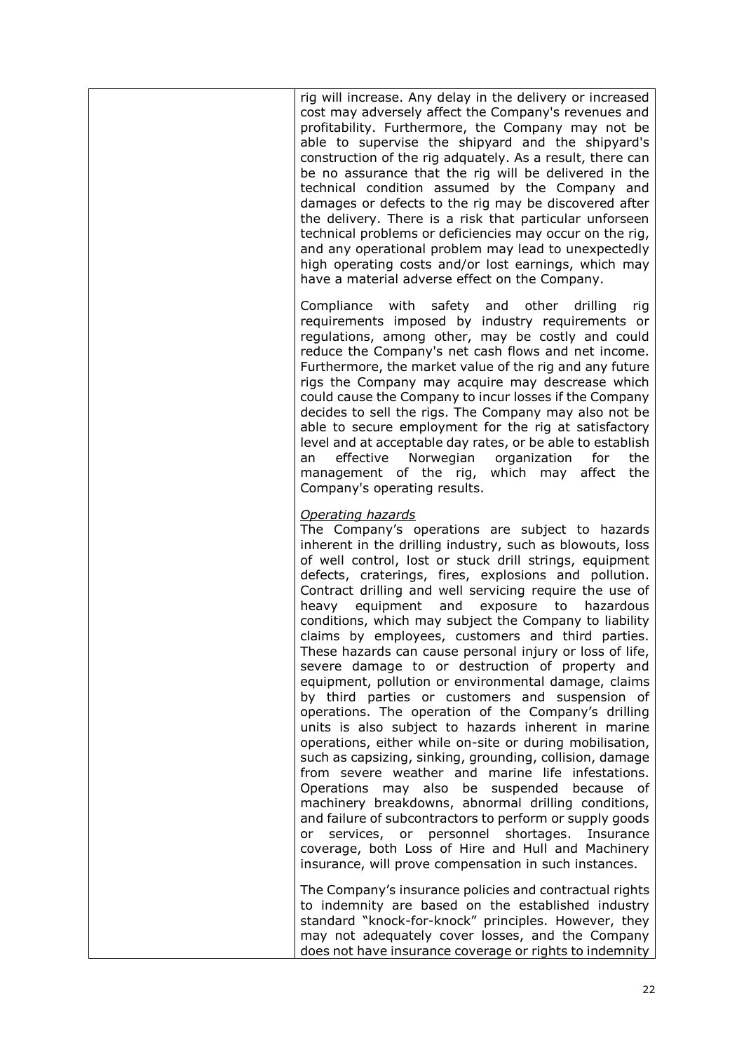| | |
|---|---|
| | rig will increase. Any delay in the delivery or increased cost may adversely affect the Company's revenues and profitability. Furthermore, the Company may not be able to supervise the shipyard and the shipyard's construction of the rig adquately. As a result, there can be no assurance that the rig will be delivered in the technical condition assumed by the Company and damages or defects to the rig may be discovered after the delivery. There is a risk that particular unforseen technical problems or deficiencies may occur on the rig, and any operational problem may lead to unexpectedly high operating costs and/or lost earnings, which may have a material adverse effect on the Company.<br><br>Compliance with safety and other drilling rig requirements imposed by industry requirements or regulations, among other, may be costly and could reduce the Company's net cash flows and net income. Furthermore, the market value of the rig and any future rigs the Company may acquire may descrease which could cause the Company to incur losses if the Company decides to sell the rigs. The Company may also not be able to secure employment for the rig at satisfactory level and at acceptable day rates, or be able to establish an effective Norwegian organization for the management of the rig, which may affect the Company's operating results.<br><br>*Operating hazards*<br>The Company's operations are subject to hazards inherent in the drilling industry, such as blowouts, loss of well control, lost or stuck drill strings, equipment defects, craterings, fires, explosions and pollution. Contract drilling and well servicing require the use of heavy equipment and exposure to hazardous conditions, which may subject the Company to liability claims by employees, customers and third parties. These hazards can cause personal injury or loss of life, severe damage to or destruction of property and equipment, pollution or environmental damage, claims by third parties or customers and suspension of operations. The operation of the Company's drilling units is also subject to hazards inherent in marine operations, either while on-site or during mobilisation, such as capsizing, sinking, grounding, collision, damage from severe weather and marine life infestations. Operations may also be suspended because of machinery breakdowns, abnormal drilling conditions, and failure of subcontractors to perform or supply goods or services, or personnel shortages. Insurance coverage, both Loss of Hire and Hull and Machinery insurance, will prove compensation in such instances.<br><br>The Company's insurance policies and contractual rights to indemnity are based on the established industry standard "knock-for-knock" principles. However, they may not adequately cover losses, and the Company does not have insurance coverage or rights to indemnity |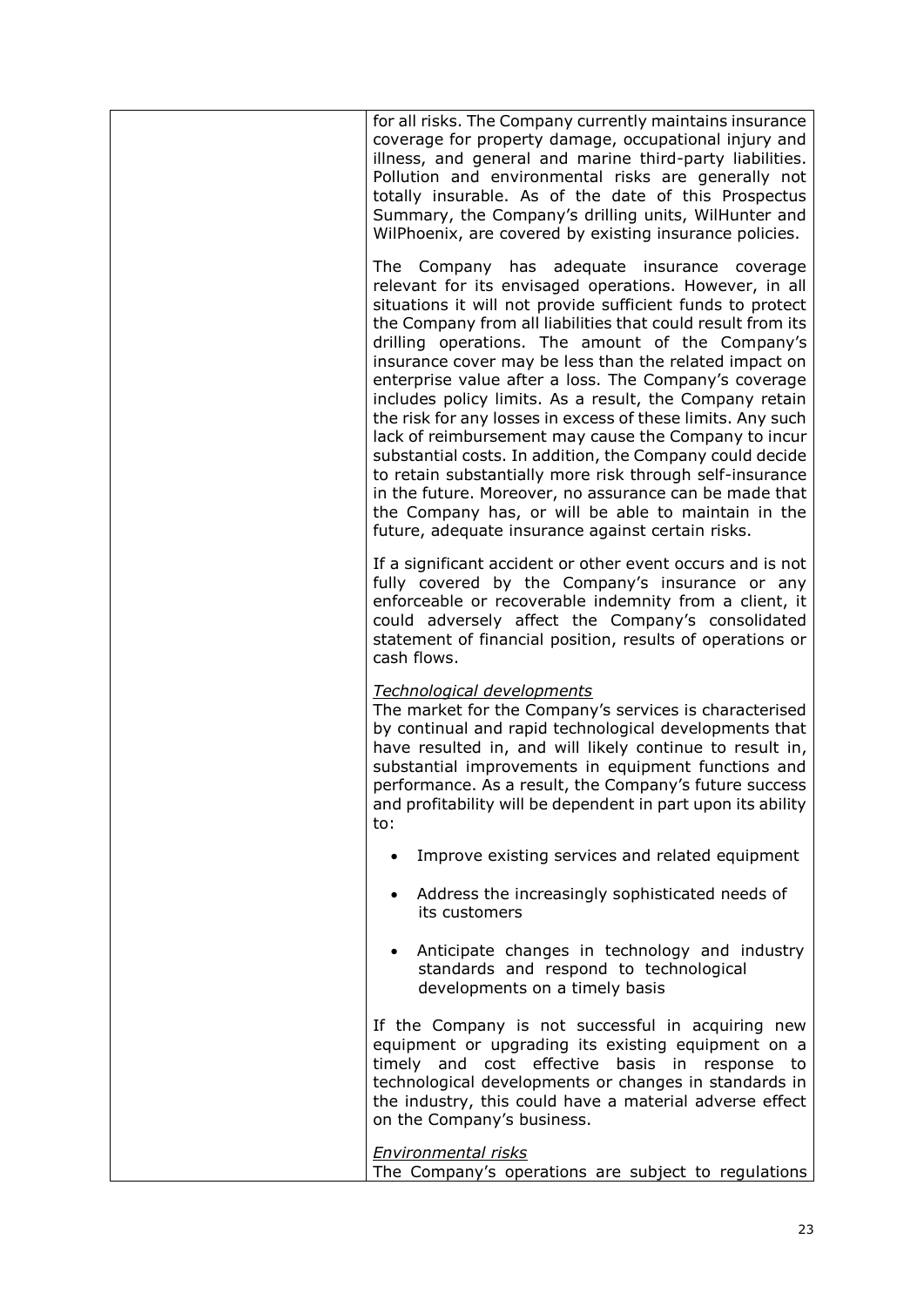| | for all risks. The Company currently maintains insurance coverage for property damage, occupational injury and illness, and general and marine third-party liabilities. Pollution and environmental risks are generally not totally insurable. As of the date of this Prospectus Summary, the Company's drilling units, WilHunter and WilPhoenix, are covered by existing insurance policies.<br><br>The Company has adequate insurance coverage relevant for its envisaged operations. However, in all situations it will not provide sufficient funds to protect the Company from all liabilities that could result from its drilling operations. The amount of the Company's insurance cover may be less than the related impact on enterprise value after a loss. The Company's coverage includes policy limits. As a result, the Company retain the risk for any losses in excess of these limits. Any such lack of reimbursement may cause the Company to incur substantial costs. In addition, the Company could decide to retain substantially more risk through self-insurance in the future. Moreover, no assurance can be made that the Company has, or will be able to maintain in the future, adequate insurance against certain risks.<br><br>If a significant accident or other event occurs and is not fully covered by the Company's insurance or any enforceable or recoverable indemnity from a client, it could adversely affect the Company's consolidated statement of financial position, results of operations or cash flows.<br><br>*Technological developments*<br>The market for the Company's services is characterised by continual and rapid technological developments that have resulted in, and will likely continue to result in, substantial improvements in equipment functions and performance. As a result, the Company's future success and profitability will be dependent in part upon its ability to:<br><br>• Improve existing services and related equipment<br>• Address the increasingly sophisticated needs of its customers<br>• Anticipate changes in technology and industry standards and respond to technological developments on a timely basis<br><br>If the Company is not successful in acquiring new equipment or upgrading its existing equipment on a timely and cost effective basis in response to technological developments or changes in standards in the industry, this could have a material adverse effect on the Company's business.<br><br>*Environmental risks*<br>The Company's operations are subject to regulations |
|---|---|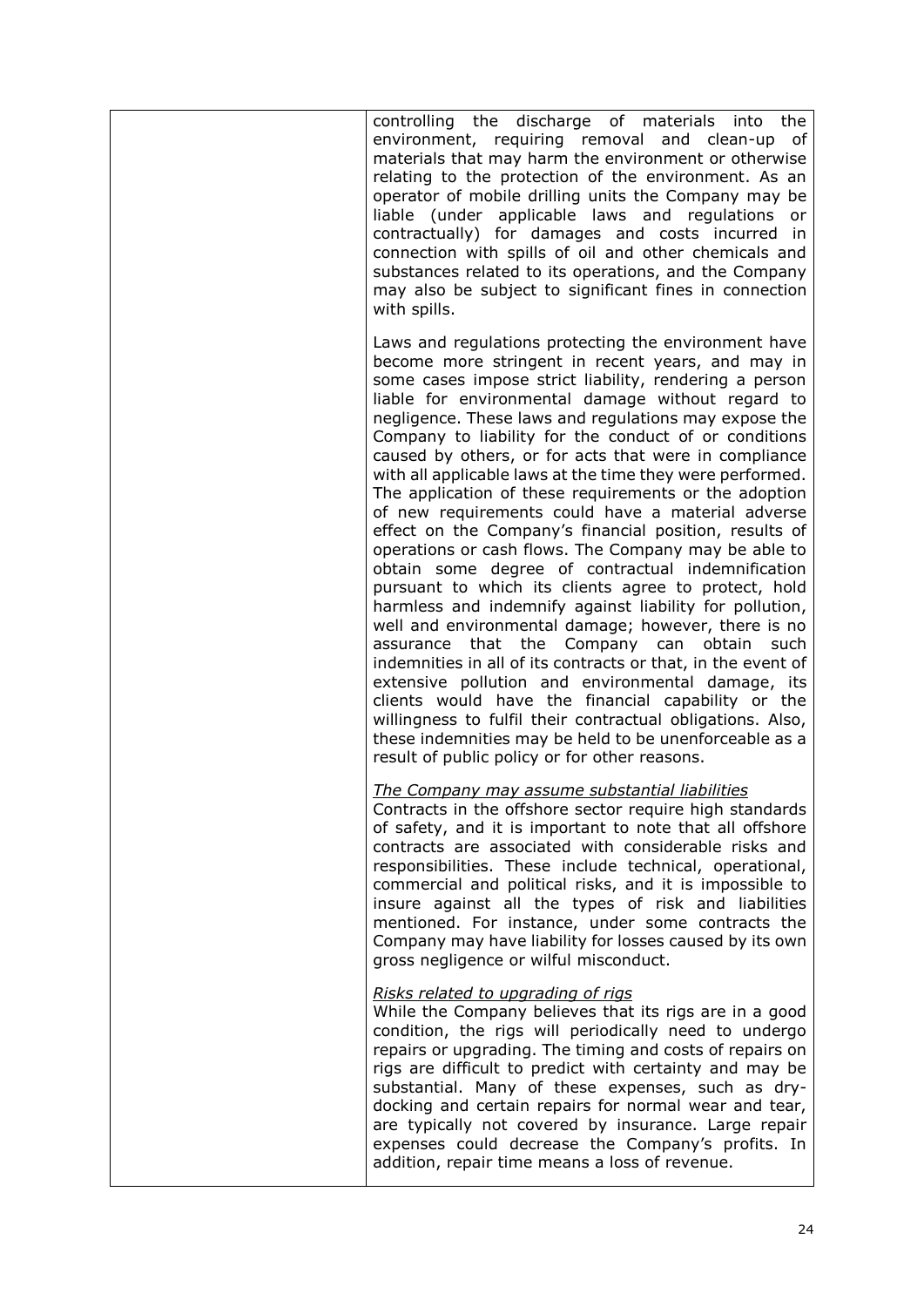| | controlling the discharge of materials into the environment, requiring removal and clean-up of materials that may harm the environment or otherwise relating to the protection of the environment. As an operator of mobile drilling units the Company may be liable (under applicable laws and regulations or contractually) for damages and costs incurred in connection with spills of oil and other chemicals and substances related to its operations, and the Company may also be subject to significant fines in connection with spills.<br><br>Laws and regulations protecting the environment have become more stringent in recent years, and may in some cases impose strict liability, rendering a person liable for environmental damage without regard to negligence. These laws and regulations may expose the Company to liability for the conduct of or conditions caused by others, or for acts that were in compliance with all applicable laws at the time they were performed. The application of these requirements or the adoption of new requirements could have a material adverse effect on the Company's financial position, results of operations or cash flows. The Company may be able to obtain some degree of contractual indemnification pursuant to which its clients agree to protect, hold harmless and indemnify against liability for pollution, well and environmental damage; however, there is no assurance that the Company can obtain such indemnities in all of its contracts or that, in the event of extensive pollution and environmental damage, its clients would have the financial capability or the willingness to fulfil their contractual obligations. Also, these indemnities may be held to be unenforceable as a result of public policy or for other reasons.<br><br>*The Company may assume substantial liabilities*<br>Contracts in the offshore sector require high standards of safety, and it is important to note that all offshore contracts are associated with considerable risks and responsibilities. These include technical, operational, commercial and political risks, and it is impossible to insure against all the types of risk and liabilities mentioned. For instance, under some contracts the Company may have liability for losses caused by its own gross negligence or wilful misconduct.<br><br>*Risks related to upgrading of rigs*<br>While the Company believes that its rigs are in a good condition, the rigs will periodically need to undergo repairs or upgrading. The timing and costs of repairs on rigs are difficult to predict with certainty and may be substantial. Many of these expenses, such as dry-docking and certain repairs for normal wear and tear, are typically not covered by insurance. Large repair expenses could decrease the Company's profits. In addition, repair time means a loss of revenue. |
|---|---|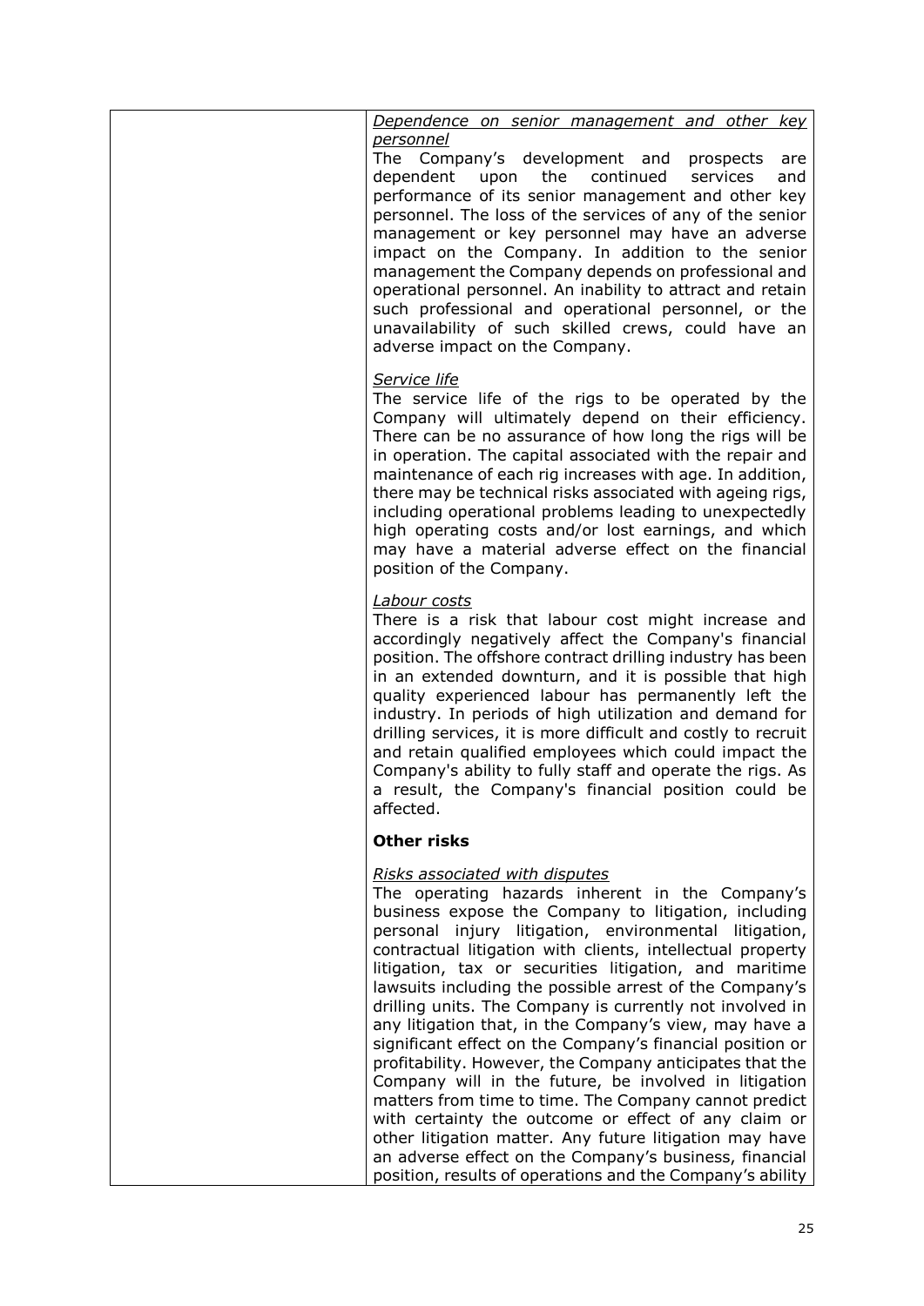| | |
|---|---|
| | *Dependence on senior management and other key personnel*<br>The Company's development and prospects are dependent upon the continued services and performance of its senior management and other key personnel. The loss of the services of any of the senior management or key personnel may have an adverse impact on the Company. In addition to the senior management the Company depends on professional and operational personnel. An inability to attract and retain such professional and operational personnel, or the unavailability of such skilled crews, could have an adverse impact on the Company.<br><br>*Service life*<br>The service life of the rigs to be operated by the Company will ultimately depend on their efficiency. There can be no assurance of how long the rigs will be in operation. The capital associated with the repair and maintenance of each rig increases with age. In addition, there may be technical risks associated with ageing rigs, including operational problems leading to unexpectedly high operating costs and/or lost earnings, and which may have a material adverse effect on the financial position of the Company.<br><br>*Labour costs*<br>There is a risk that labour cost might increase and accordingly negatively affect the Company's financial position. The offshore contract drilling industry has been in an extended downturn, and it is possible that high quality experienced labour has permanently left the industry. In periods of high utilization and demand for drilling services, it is more difficult and costly to recruit and retain qualified employees which could impact the Company's ability to fully staff and operate the rigs. As a result, the Company's financial position could be affected.<br><br>**Other risks**<br><br>*Risks associated with disputes*<br>The operating hazards inherent in the Company's business expose the Company to litigation, including personal injury litigation, environmental litigation, contractual litigation with clients, intellectual property litigation, tax or securities litigation, and maritime lawsuits including the possible arrest of the Company's drilling units. The Company is currently not involved in any litigation that, in the Company's view, may have a significant effect on the Company's financial position or profitability. However, the Company anticipates that the Company will in the future, be involved in litigation matters from time to time. The Company cannot predict with certainty the outcome or effect of any claim or other litigation matter. Any future litigation may have an adverse effect on the Company's business, financial position, results of operations and the Company's ability |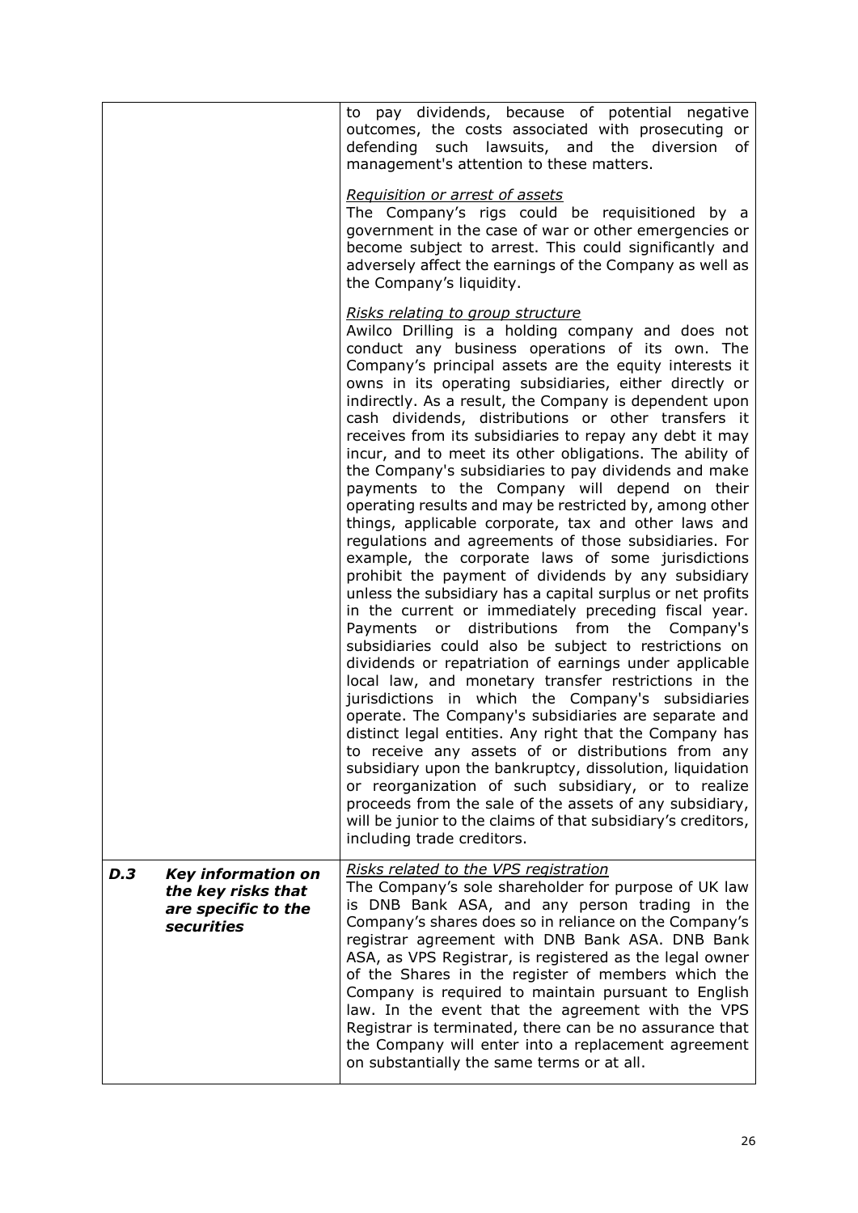| | | |
|---|---|---|
| | | to pay dividends, because of potential negative outcomes, the costs associated with prosecuting or defending such lawsuits, and the diversion of management's attention to these matters.<br><br>_Requisition or arrest of assets_<br>The Company's rigs could be requisitioned by a government in the case of war or other emergencies or become subject to arrest. This could significantly and adversely affect the earnings of the Company as well as the Company's liquidity.<br><br>_Risks relating to group structure_<br>Awilco Drilling is a holding company and does not conduct any business operations of its own. The Company's principal assets are the equity interests it owns in its operating subsidiaries, either directly or indirectly. As a result, the Company is dependent upon cash dividends, distributions or other transfers it receives from its subsidiaries to repay any debt it may incur, and to meet its other obligations. The ability of the Company's subsidiaries to pay dividends and make payments to the Company will depend on their operating results and may be restricted by, among other things, applicable corporate, tax and other laws and regulations and agreements of those subsidiaries. For example, the corporate laws of some jurisdictions prohibit the payment of dividends by any subsidiary unless the subsidiary has a capital surplus or net profits in the current or immediately preceding fiscal year. Payments or distributions from the Company's subsidiaries could also be subject to restrictions on dividends or repatriation of earnings under applicable local law, and monetary transfer restrictions in the jurisdictions in which the Company's subsidiaries operate. The Company's subsidiaries are separate and distinct legal entities. Any right that the Company has to receive any assets of or distributions from any subsidiary upon the bankruptcy, dissolution, liquidation or reorganization of such subsidiary, or to realize proceeds from the sale of the assets of any subsidiary, will be junior to the claims of that subsidiary's creditors, including trade creditors. |
| ***D.3*** | ***Key information on the key risks that are specific to the securities*** | _Risks related to the VPS registration_<br>The Company's sole shareholder for purpose of UK law is DNB Bank ASA, and any person trading in the Company's shares does so in reliance on the Company's registrar agreement with DNB Bank ASA. DNB Bank ASA, as VPS Registrar, is registered as the legal owner of the Shares in the register of members which the Company is required to maintain pursuant to English law. In the event that the agreement with the VPS Registrar is terminated, there can be no assurance that the Company will enter into a replacement agreement on substantially the same terms or at all. |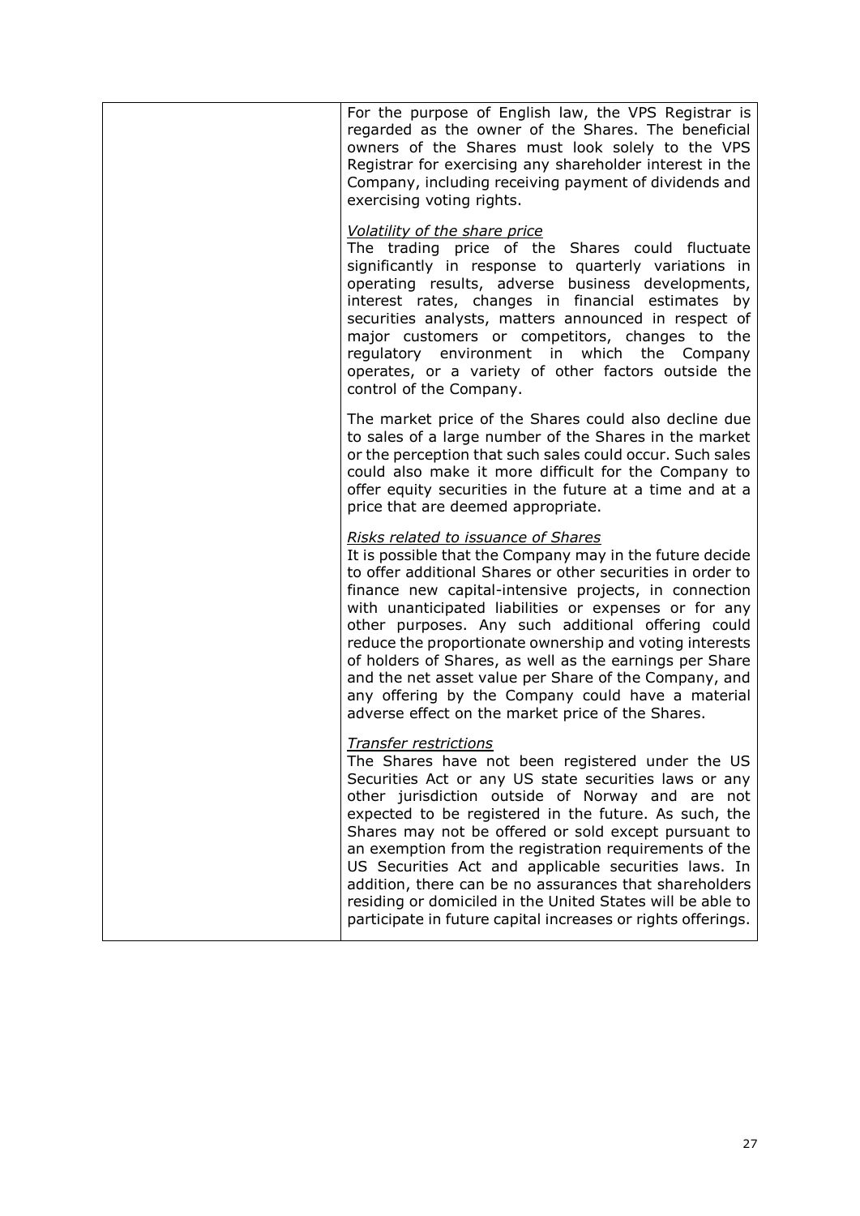| | |
|---|---|
| | For the purpose of English law, the VPS Registrar is regarded as the owner of the Shares. The beneficial owners of the Shares must look solely to the VPS Registrar for exercising any shareholder interest in the Company, including receiving payment of dividends and exercising voting rights.<br><br>*Volatility of the share price*<br>The trading price of the Shares could fluctuate significantly in response to quarterly variations in operating results, adverse business developments, interest rates, changes in financial estimates by securities analysts, matters announced in respect of major customers or competitors, changes to the regulatory environment in which the Company operates, or a variety of other factors outside the control of the Company.<br><br>The market price of the Shares could also decline due to sales of a large number of the Shares in the market or the perception that such sales could occur. Such sales could also make it more difficult for the Company to offer equity securities in the future at a time and at a price that are deemed appropriate.<br><br>*Risks related to issuance of Shares*<br>It is possible that the Company may in the future decide to offer additional Shares or other securities in order to finance new capital-intensive projects, in connection with unanticipated liabilities or expenses or for any other purposes. Any such additional offering could reduce the proportionate ownership and voting interests of holders of Shares, as well as the earnings per Share and the net asset value per Share of the Company, and any offering by the Company could have a material adverse effect on the market price of the Shares.<br><br>*Transfer restrictions*<br>The Shares have not been registered under the US Securities Act or any US state securities laws or any other jurisdiction outside of Norway and are not expected to be registered in the future. As such, the Shares may not be offered or sold except pursuant to an exemption from the registration requirements of the US Securities Act and applicable securities laws. In addition, there can be no assurances that shareholders residing or domiciled in the United States will be able to participate in future capital increases or rights offerings. |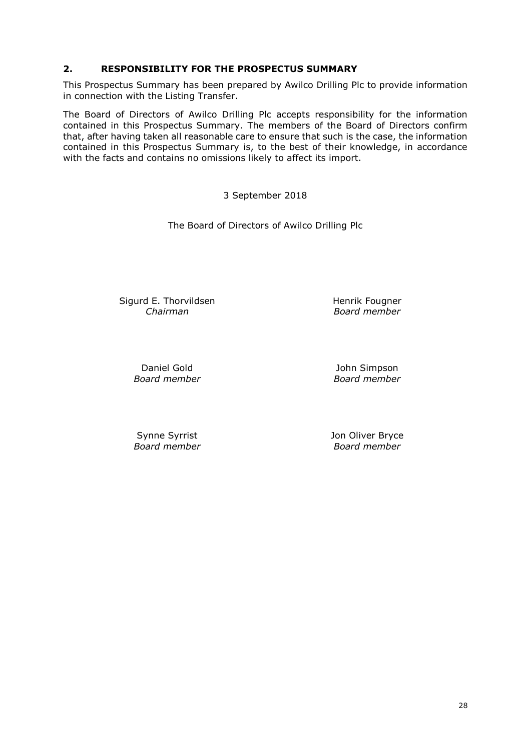## 2. RESPONSIBILITY FOR THE PROSPECTUS SUMMARY

This Prospectus Summary has been prepared by Awilco Drilling Plc to provide information in connection with the Listing Transfer.

The Board of Directors of Awilco Drilling Plc accepts responsibility for the information contained in this Prospectus Summary. The members of the Board of Directors confirm that, after having taken all reasonable care to ensure that such is the case, the information contained in this Prospectus Summary is, to the best of their knowledge, in accordance with the facts and contains no omissions likely to affect its import.

3 September 2018

The Board of Directors of Awilco Drilling Plc

Sigurd E. Thorvildsen
*Chairman*

Henrik Fougner
*Board member*

Daniel Gold
*Board member*

John Simpson
*Board member*

Synne Syrrist
*Board member*

Jon Oliver Bryce
*Board member*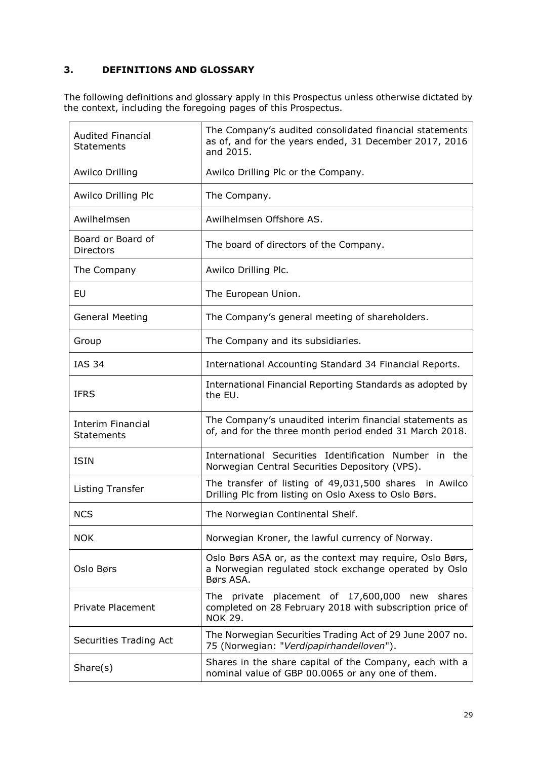## 3. DEFINITIONS AND GLOSSARY

The following definitions and glossary apply in this Prospectus unless otherwise dictated by the context, including the foregoing pages of this Prospectus.

| | |
|---|---|
| Audited Financial Statements | The Company's audited consolidated financial statements as of, and for the years ended, 31 December 2017, 2016 and 2015. |
| Awilco Drilling | Awilco Drilling Plc or the Company. |
| Awilco Drilling Plc | The Company. |
| Awilhelmsen | Awilhelmsen Offshore AS. |
| Board or Board of Directors | The board of directors of the Company. |
| The Company | Awilco Drilling Plc. |
| EU | The European Union. |
| General Meeting | The Company's general meeting of shareholders. |
| Group | The Company and its subsidiaries. |
| IAS 34 | International Accounting Standard 34 Financial Reports. |
| IFRS | International Financial Reporting Standards as adopted by the EU. |
| Interim Financial Statements | The Company's unaudited interim financial statements as of, and for the three month period ended 31 March 2018. |
| ISIN | International Securities Identification Number in the Norwegian Central Securities Depository (VPS). |
| Listing Transfer | The transfer of listing of 49,031,500 shares in Awilco Drilling Plc from listing on Oslo Axess to Oslo Børs. |
| NCS | The Norwegian Continental Shelf. |
| NOK | Norwegian Kroner, the lawful currency of Norway. |
| Oslo Børs | Oslo Børs ASA or, as the context may require, Oslo Børs, a Norwegian regulated stock exchange operated by Oslo Børs ASA. |
| Private Placement | The private placement of 17,600,000 new shares completed on 28 February 2018 with subscription price of NOK 29. |
| Securities Trading Act | The Norwegian Securities Trading Act of 29 June 2007 no. 75 (Norwegian: "*Verdipapirhandelloven*"). |
| Share(s) | Shares in the share capital of the Company, each with a nominal value of GBP 00.0065 or any one of them. |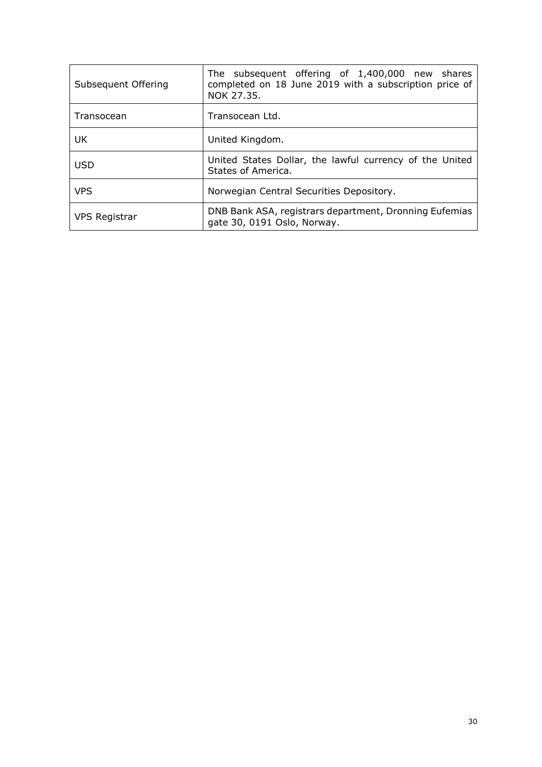| | |
|---|---|
| Subsequent Offering | The subsequent offering of 1,400,000 new shares completed on 18 June 2019 with a subscription price of NOK 27.35. |
| Transocean | Transocean Ltd. |
| UK | United Kingdom. |
| USD | United States Dollar, the lawful currency of the United States of America. |
| VPS | Norwegian Central Securities Depository. |
| VPS Registrar | DNB Bank ASA, registrars department, Dronning Eufemias gate 30, 0191 Oslo, Norway. |